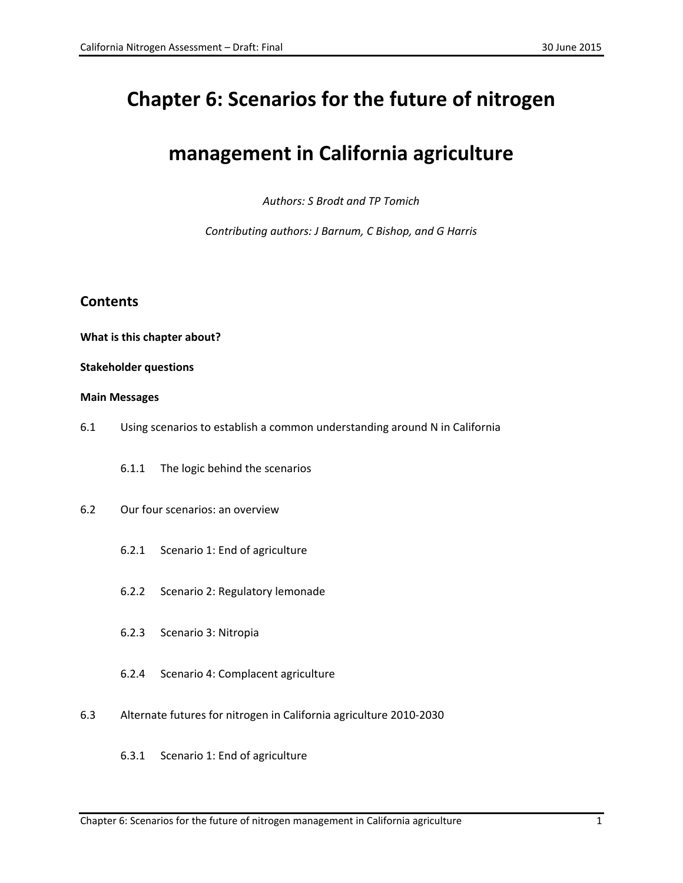# Chapter 6: Scenarios for the future of nitrogen management in California agriculture

*Authors: S Brodt and TP Tomich*

*Contributing authors: J Barnum, C Bishop, and G Harris*

## Contents

**What is this chapter about?**

**Stakeholder questions**

**Main Messages**

6.1 Using scenarios to establish a common understanding around N in California

- 6.1.1 The logic behind the scenarios

6.2 Our four scenarios: an overview

- 6.2.1 Scenario 1: End of agriculture
- 6.2.2 Scenario 2: Regulatory lemonade
- 6.2.3 Scenario 3: Nitropia
- 6.2.4 Scenario 4: Complacent agriculture

6.3 Alternate futures for nitrogen in California agriculture 2010-2030

- 6.3.1 Scenario 1: End of agriculture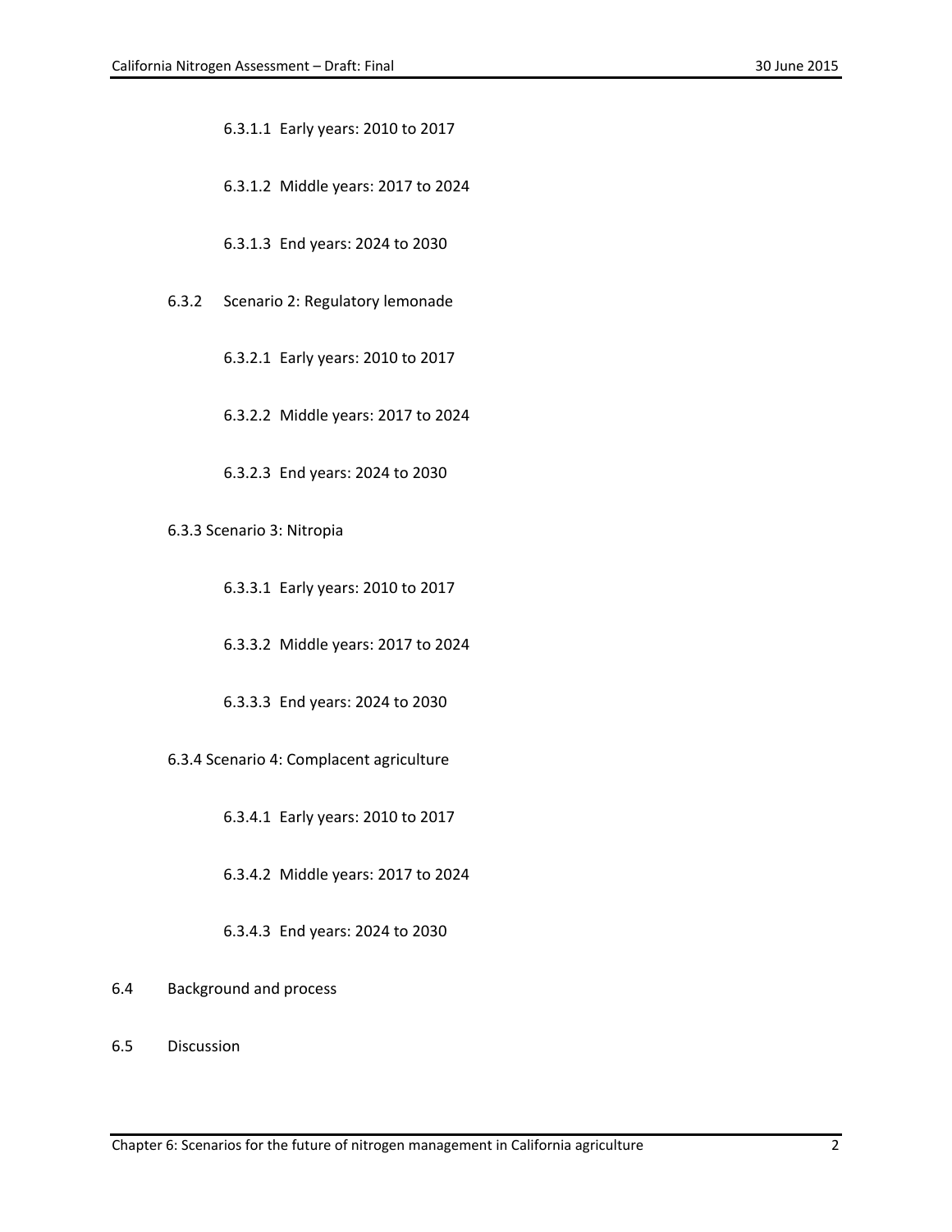6.3.1.1 Early years: 2010 to 2017

6.3.1.2 Middle years: 2017 to 2024

6.3.1.3 End years: 2024 to 2030

6.3.2 Scenario 2: Regulatory lemonade

6.3.2.1 Early years: 2010 to 2017

6.3.2.2 Middle years: 2017 to 2024

6.3.2.3 End years: 2024 to 2030

6.3.3 Scenario 3: Nitropia

6.3.3.1 Early years: 2010 to 2017

6.3.3.2 Middle years: 2017 to 2024

6.3.3.3 End years: 2024 to 2030

6.3.4 Scenario 4: Complacent agriculture

6.3.4.1 Early years: 2010 to 2017

6.3.4.2 Middle years: 2017 to 2024

6.3.4.3 End years: 2024 to 2030

6.4 Background and process

6.5 Discussion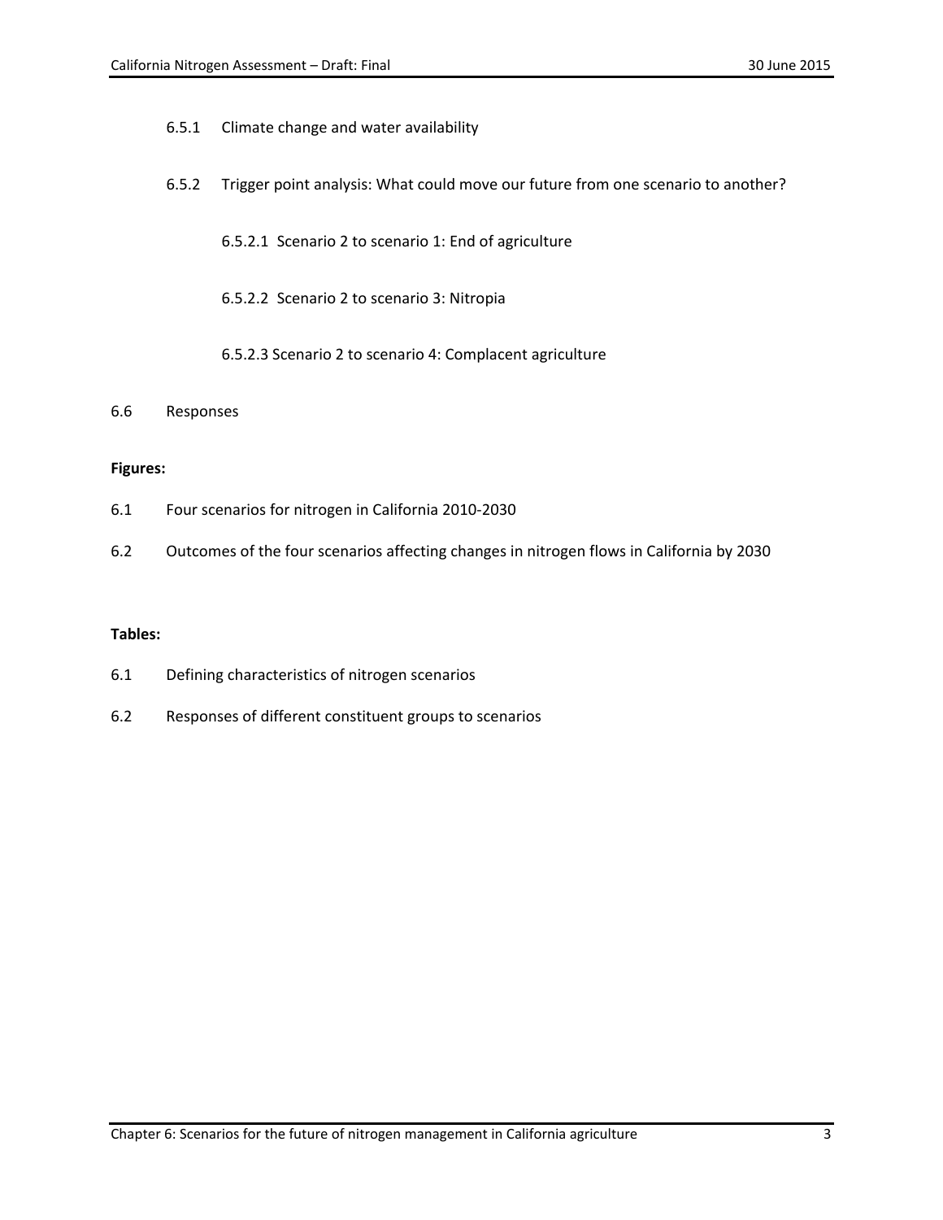6.5.1 Climate change and water availability

6.5.2 Trigger point analysis: What could move our future from one scenario to another?

6.5.2.1 Scenario 2 to scenario 1: End of agriculture

6.5.2.2 Scenario 2 to scenario 3: Nitropia

6.5.2.3 Scenario 2 to scenario 4: Complacent agriculture

6.6 Responses

**Figures:**

6.1 Four scenarios for nitrogen in California 2010-2030

6.2 Outcomes of the four scenarios affecting changes in nitrogen flows in California by 2030

**Tables:**

6.1 Defining characteristics of nitrogen scenarios

6.2 Responses of different constituent groups to scenarios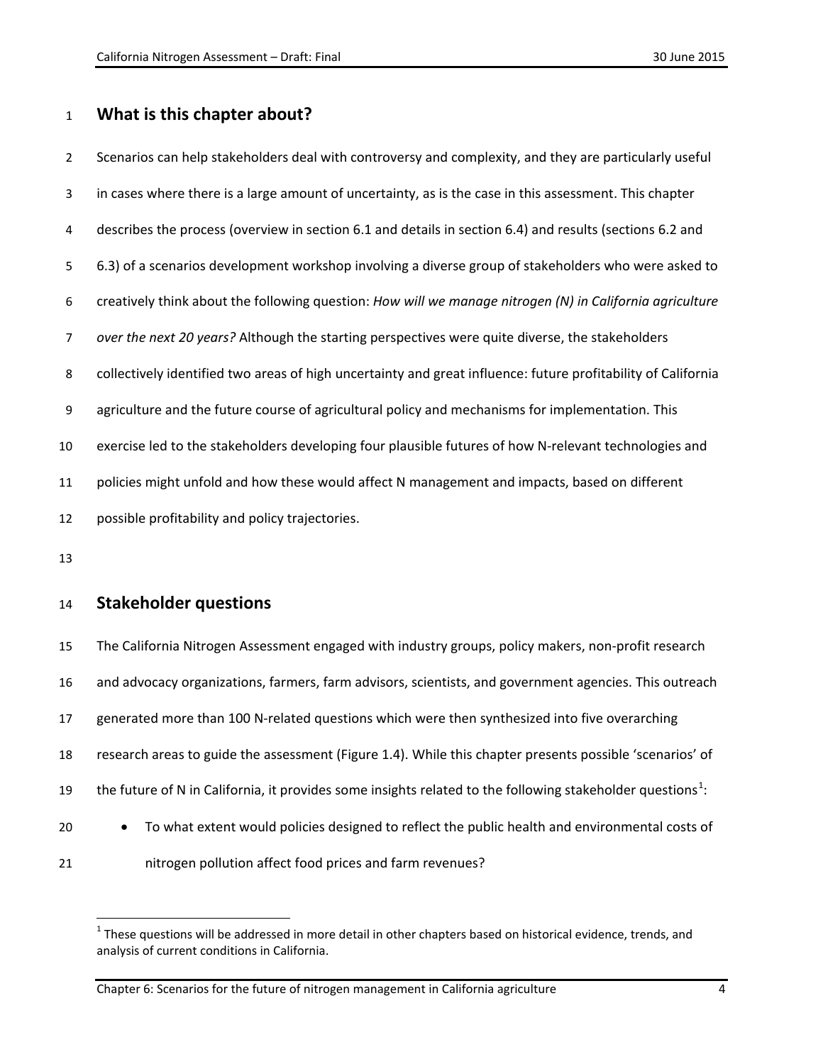## What is this chapter about?

Scenarios can help stakeholders deal with controversy and complexity, and they are particularly useful in cases where there is a large amount of uncertainty, as is the case in this assessment. This chapter describes the process (overview in section 6.1 and details in section 6.4) and results (sections 6.2 and 6.3) of a scenarios development workshop involving a diverse group of stakeholders who were asked to creatively think about the following question: *How will we manage nitrogen (N) in California agriculture over the next 20 years?* Although the starting perspectives were quite diverse, the stakeholders collectively identified two areas of high uncertainty and great influence: future profitability of California agriculture and the future course of agricultural policy and mechanisms for implementation. This exercise led to the stakeholders developing four plausible futures of how N-relevant technologies and policies might unfold and how these would affect N management and impacts, based on different possible profitability and policy trajectories.

## Stakeholder questions

The California Nitrogen Assessment engaged with industry groups, policy makers, non-profit research and advocacy organizations, farmers, farm advisors, scientists, and government agencies. This outreach generated more than 100 N-related questions which were then synthesized into five overarching research areas to guide the assessment (Figure 1.4). While this chapter presents possible 'scenarios' of the future of N in California, it provides some insights related to the following stakeholder questions[1]:

- To what extent would policies designed to reflect the public health and environmental costs of nitrogen pollution affect food prices and farm revenues?

[1] These questions will be addressed in more detail in other chapters based on historical evidence, trends, and analysis of current conditions in California.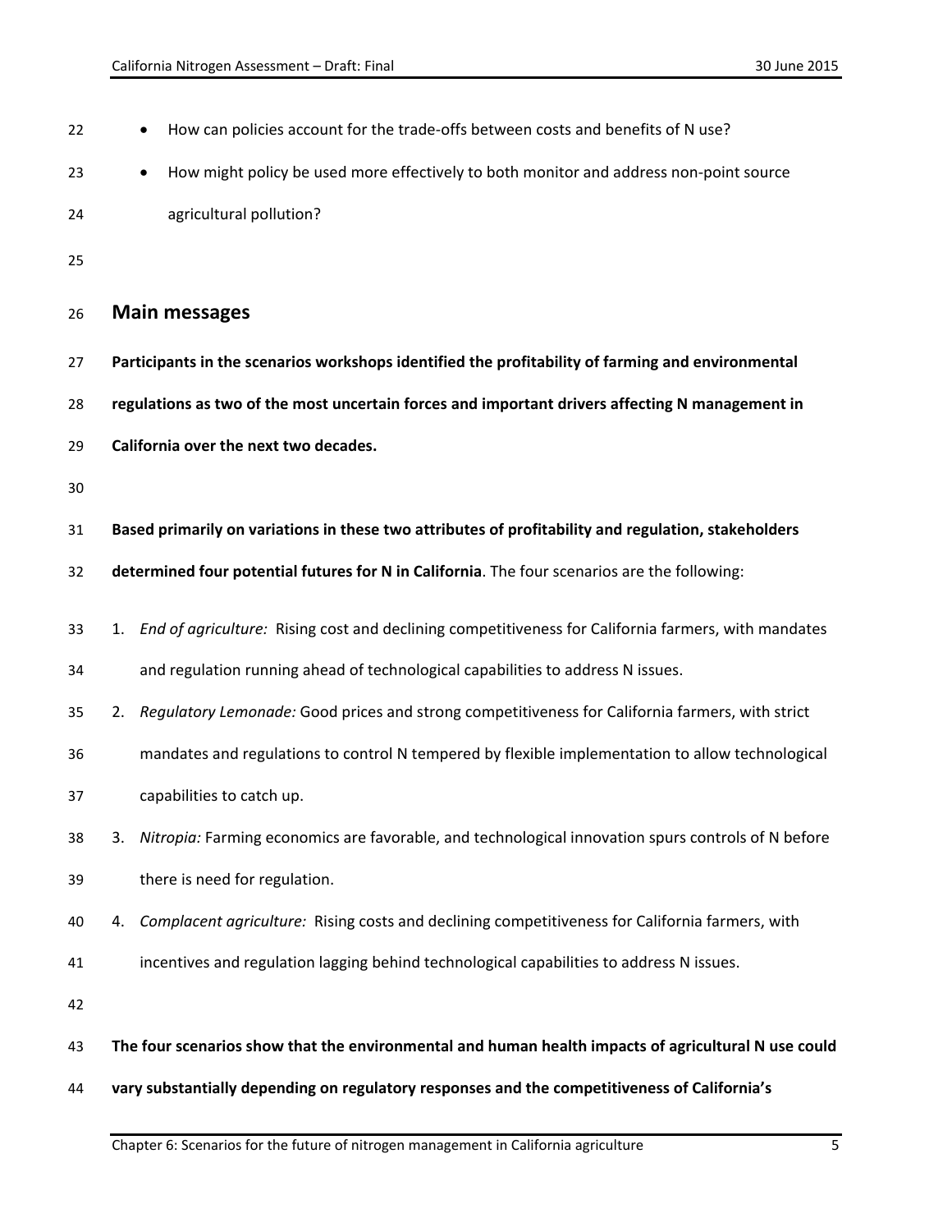- How can policies account for the trade-offs between costs and benefits of N use?
- How might policy be used more effectively to both monitor and address non-point source agricultural pollution?

## Main messages

**Participants in the scenarios workshops identified the profitability of farming and environmental regulations as two of the most uncertain forces and important drivers affecting N management in California over the next two decades.**

**Based primarily on variations in these two attributes of profitability and regulation, stakeholders determined four potential futures for N in California**. The four scenarios are the following:

1. *End of agriculture:* Rising cost and declining competitiveness for California farmers, with mandates and regulation running ahead of technological capabilities to address N issues.
2. *Regulatory Lemonade:* Good prices and strong competitiveness for California farmers, with strict mandates and regulations to control N tempered by flexible implementation to allow technological capabilities to catch up.
3. *Nitropia:* Farming economics are favorable, and technological innovation spurs controls of N before there is need for regulation.
4. *Complacent agriculture:* Rising costs and declining competitiveness for California farmers, with incentives and regulation lagging behind technological capabilities to address N issues.

**The four scenarios show that the environmental and human health impacts of agricultural N use could vary substantially depending on regulatory responses and the competitiveness of California's**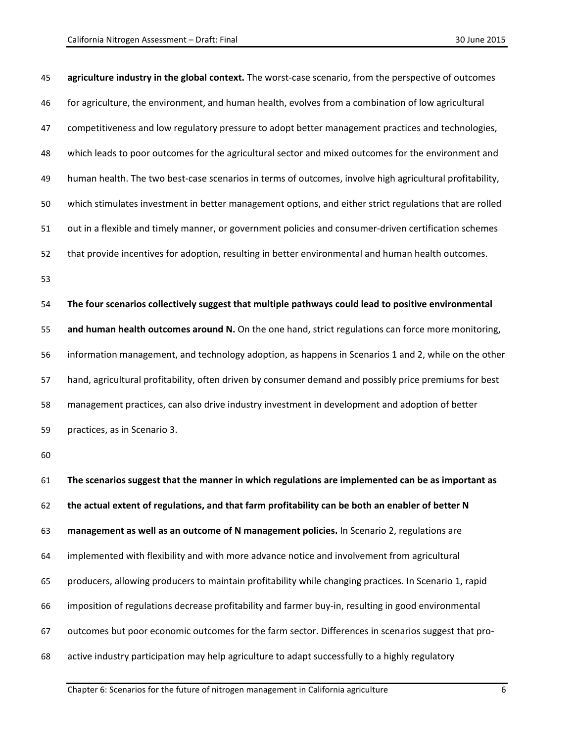**agriculture industry in the global context.** The worst-case scenario, from the perspective of outcomes for agriculture, the environment, and human health, evolves from a combination of low agricultural competitiveness and low regulatory pressure to adopt better management practices and technologies, which leads to poor outcomes for the agricultural sector and mixed outcomes for the environment and human health. The two best-case scenarios in terms of outcomes, involve high agricultural profitability, which stimulates investment in better management options, and either strict regulations that are rolled out in a flexible and timely manner, or government policies and consumer-driven certification schemes that provide incentives for adoption, resulting in better environmental and human health outcomes.

**The four scenarios collectively suggest that multiple pathways could lead to positive environmental and human health outcomes around N.** On the one hand, strict regulations can force more monitoring, information management, and technology adoption, as happens in Scenarios 1 and 2, while on the other hand, agricultural profitability, often driven by consumer demand and possibly price premiums for best management practices, can also drive industry investment in development and adoption of better practices, as in Scenario 3.

**The scenarios suggest that the manner in which regulations are implemented can be as important as the actual extent of regulations, and that farm profitability can be both an enabler of better N management as well as an outcome of N management policies.** In Scenario 2, regulations are implemented with flexibility and with more advance notice and involvement from agricultural producers, allowing producers to maintain profitability while changing practices. In Scenario 1, rapid imposition of regulations decrease profitability and farmer buy-in, resulting in good environmental outcomes but poor economic outcomes for the farm sector. Differences in scenarios suggest that pro-active industry participation may help agriculture to adapt successfully to a highly regulatory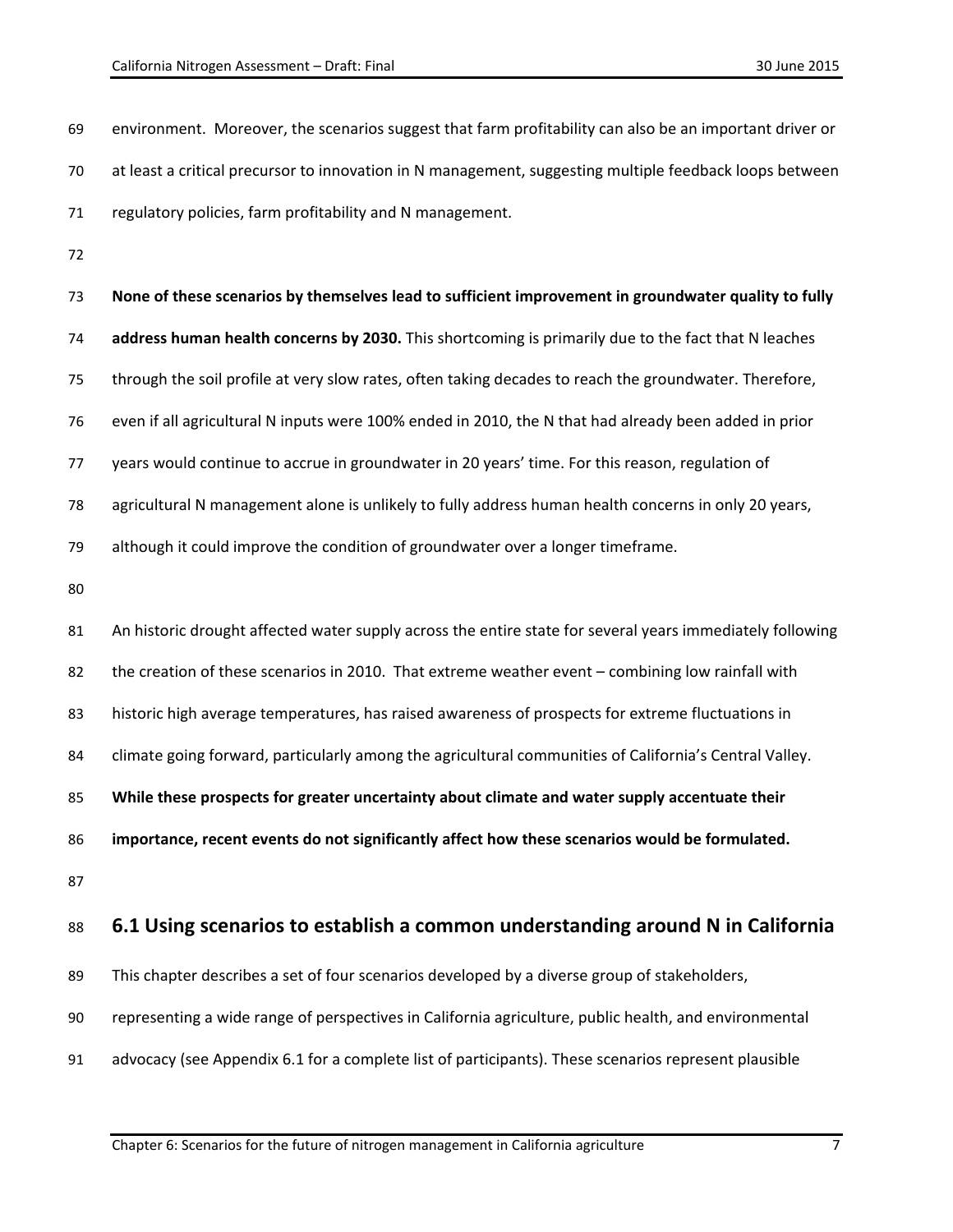environment. Moreover, the scenarios suggest that farm profitability can also be an important driver or at least a critical precursor to innovation in N management, suggesting multiple feedback loops between regulatory policies, farm profitability and N management.

**None of these scenarios by themselves lead to sufficient improvement in groundwater quality to fully address human health concerns by 2030.** This shortcoming is primarily due to the fact that N leaches through the soil profile at very slow rates, often taking decades to reach the groundwater. Therefore, even if all agricultural N inputs were 100% ended in 2010, the N that had already been added in prior years would continue to accrue in groundwater in 20 years' time. For this reason, regulation of agricultural N management alone is unlikely to fully address human health concerns in only 20 years, although it could improve the condition of groundwater over a longer timeframe.

An historic drought affected water supply across the entire state for several years immediately following the creation of these scenarios in 2010. That extreme weather event – combining low rainfall with historic high average temperatures, has raised awareness of prospects for extreme fluctuations in climate going forward, particularly among the agricultural communities of California's Central Valley. **While these prospects for greater uncertainty about climate and water supply accentuate their importance, recent events do not significantly affect how these scenarios would be formulated.**

## 6.1 Using scenarios to establish a common understanding around N in California

This chapter describes a set of four scenarios developed by a diverse group of stakeholders, representing a wide range of perspectives in California agriculture, public health, and environmental advocacy (see Appendix 6.1 for a complete list of participants). These scenarios represent plausible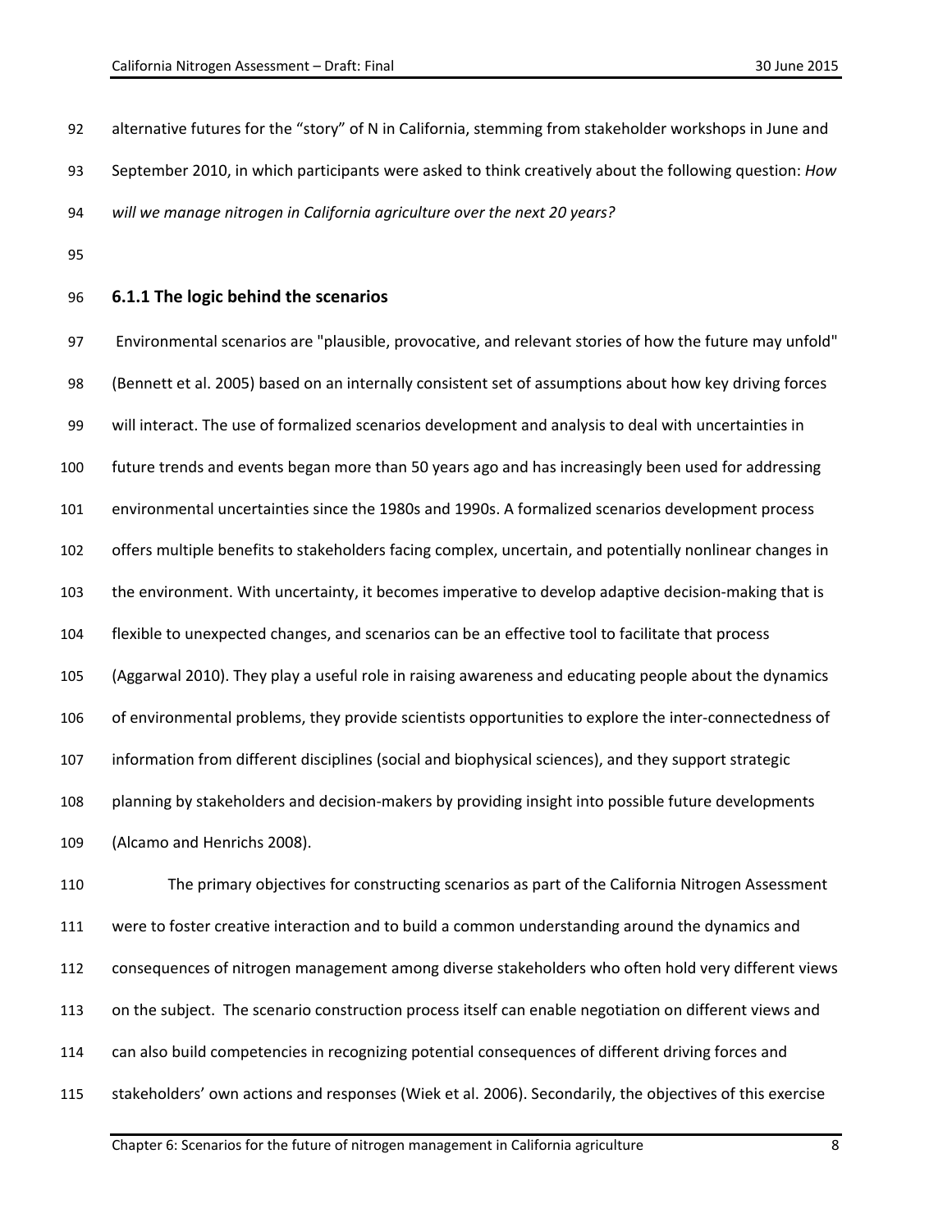alternative futures for the "story" of N in California, stemming from stakeholder workshops in June and September 2010, in which participants were asked to think creatively about the following question: *How will we manage nitrogen in California agriculture over the next 20 years?*

### 6.1.1 The logic behind the scenarios

Environmental scenarios are "plausible, provocative, and relevant stories of how the future may unfold" (Bennett et al. 2005) based on an internally consistent set of assumptions about how key driving forces will interact. The use of formalized scenarios development and analysis to deal with uncertainties in future trends and events began more than 50 years ago and has increasingly been used for addressing environmental uncertainties since the 1980s and 1990s. A formalized scenarios development process offers multiple benefits to stakeholders facing complex, uncertain, and potentially nonlinear changes in the environment. With uncertainty, it becomes imperative to develop adaptive decision-making that is flexible to unexpected changes, and scenarios can be an effective tool to facilitate that process (Aggarwal 2010). They play a useful role in raising awareness and educating people about the dynamics of environmental problems, they provide scientists opportunities to explore the inter-connectedness of information from different disciplines (social and biophysical sciences), and they support strategic planning by stakeholders and decision-makers by providing insight into possible future developments (Alcamo and Henrichs 2008).

The primary objectives for constructing scenarios as part of the California Nitrogen Assessment were to foster creative interaction and to build a common understanding around the dynamics and consequences of nitrogen management among diverse stakeholders who often hold very different views on the subject. The scenario construction process itself can enable negotiation on different views and can also build competencies in recognizing potential consequences of different driving forces and stakeholders' own actions and responses (Wiek et al. 2006). Secondarily, the objectives of this exercise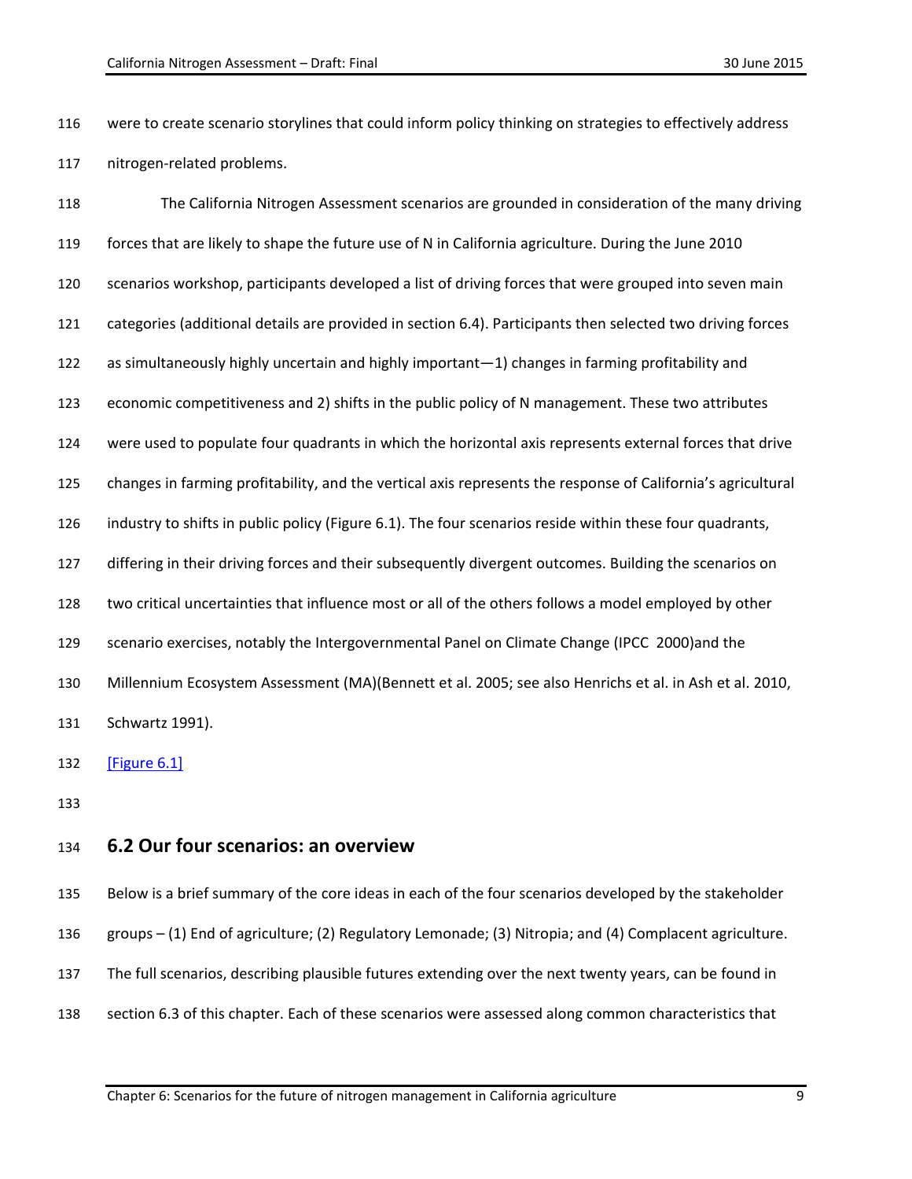were to create scenario storylines that could inform policy thinking on strategies to effectively address nitrogen-related problems.

The California Nitrogen Assessment scenarios are grounded in consideration of the many driving forces that are likely to shape the future use of N in California agriculture. During the June 2010 scenarios workshop, participants developed a list of driving forces that were grouped into seven main categories (additional details are provided in section 6.4). Participants then selected two driving forces as simultaneously highly uncertain and highly important—1) changes in farming profitability and economic competitiveness and 2) shifts in the public policy of N management. These two attributes were used to populate four quadrants in which the horizontal axis represents external forces that drive changes in farming profitability, and the vertical axis represents the response of California's agricultural industry to shifts in public policy (Figure 6.1). The four scenarios reside within these four quadrants, differing in their driving forces and their subsequently divergent outcomes. Building the scenarios on two critical uncertainties that influence most or all of the others follows a model employed by other scenario exercises, notably the Intergovernmental Panel on Climate Change (IPCC 2000)and the Millennium Ecosystem Assessment (MA)(Bennett et al. 2005; see also Henrichs et al. in Ash et al. 2010, Schwartz 1991).

[Figure 6.1]

## 6.2 Our four scenarios: an overview

Below is a brief summary of the core ideas in each of the four scenarios developed by the stakeholder groups – (1) End of agriculture; (2) Regulatory Lemonade; (3) Nitropia; and (4) Complacent agriculture. The full scenarios, describing plausible futures extending over the next twenty years, can be found in section 6.3 of this chapter. Each of these scenarios were assessed along common characteristics that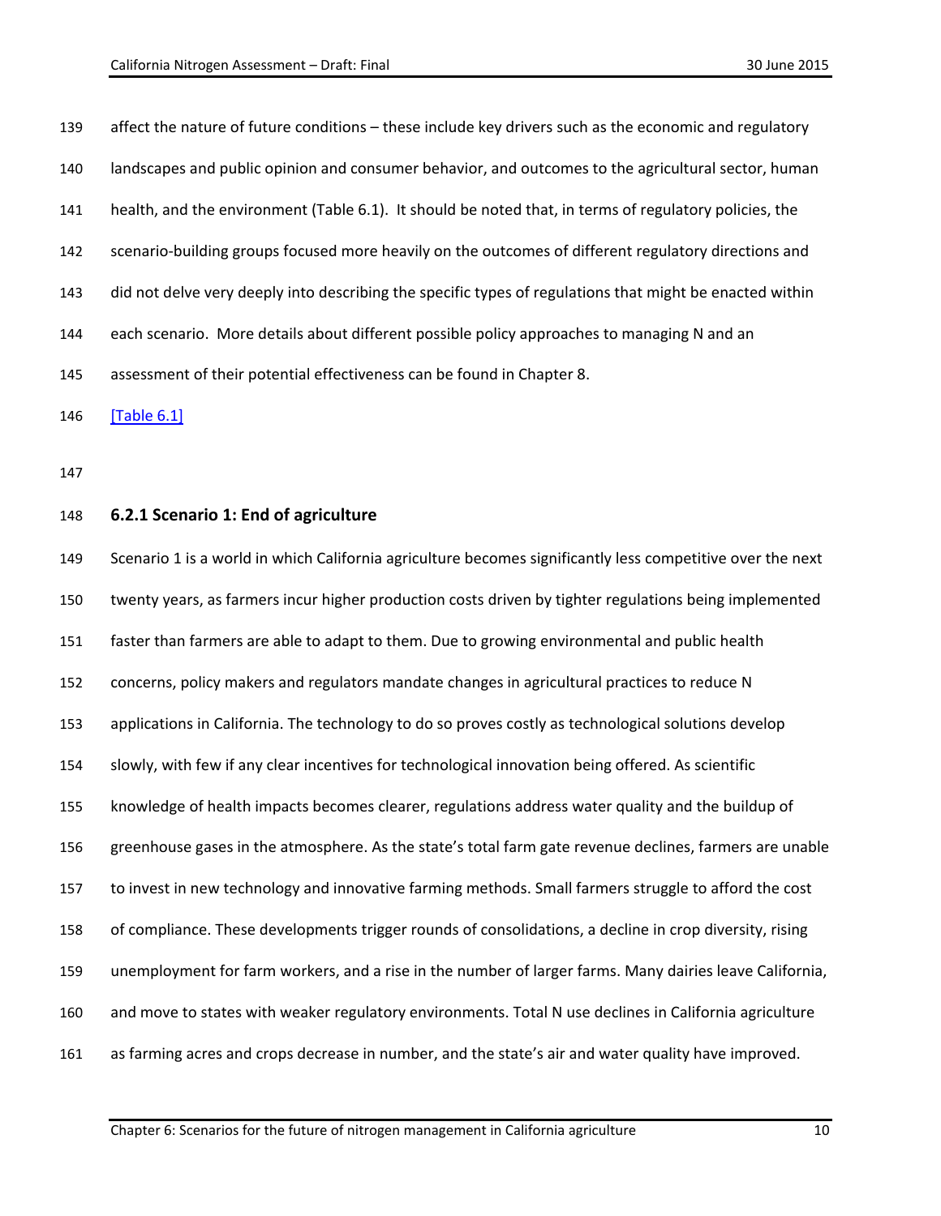affect the nature of future conditions – these include key drivers such as the economic and regulatory landscapes and public opinion and consumer behavior, and outcomes to the agricultural sector, human health, and the environment (Table 6.1). It should be noted that, in terms of regulatory policies, the scenario-building groups focused more heavily on the outcomes of different regulatory directions and did not delve very deeply into describing the specific types of regulations that might be enacted within each scenario. More details about different possible policy approaches to managing N and an assessment of their potential effectiveness can be found in Chapter 8.

[Table 6.1]

### 6.2.1 Scenario 1: End of agriculture

Scenario 1 is a world in which California agriculture becomes significantly less competitive over the next twenty years, as farmers incur higher production costs driven by tighter regulations being implemented faster than farmers are able to adapt to them. Due to growing environmental and public health concerns, policy makers and regulators mandate changes in agricultural practices to reduce N applications in California. The technology to do so proves costly as technological solutions develop slowly, with few if any clear incentives for technological innovation being offered. As scientific knowledge of health impacts becomes clearer, regulations address water quality and the buildup of greenhouse gases in the atmosphere. As the state's total farm gate revenue declines, farmers are unable to invest in new technology and innovative farming methods. Small farmers struggle to afford the cost of compliance. These developments trigger rounds of consolidations, a decline in crop diversity, rising unemployment for farm workers, and a rise in the number of larger farms. Many dairies leave California, and move to states with weaker regulatory environments. Total N use declines in California agriculture as farming acres and crops decrease in number, and the state's air and water quality have improved.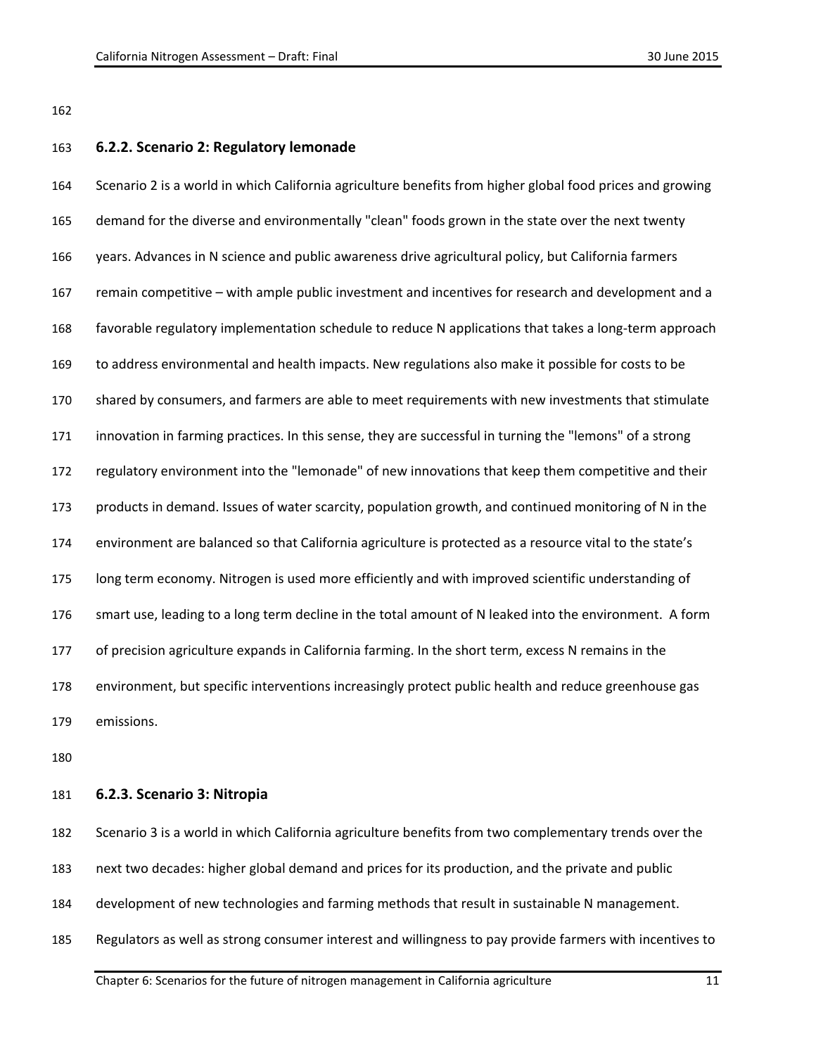### 6.2.2. Scenario 2: Regulatory lemonade

Scenario 2 is a world in which California agriculture benefits from higher global food prices and growing demand for the diverse and environmentally "clean" foods grown in the state over the next twenty years. Advances in N science and public awareness drive agricultural policy, but California farmers remain competitive – with ample public investment and incentives for research and development and a favorable regulatory implementation schedule to reduce N applications that takes a long-term approach to address environmental and health impacts. New regulations also make it possible for costs to be shared by consumers, and farmers are able to meet requirements with new investments that stimulate innovation in farming practices. In this sense, they are successful in turning the "lemons" of a strong regulatory environment into the "lemonade" of new innovations that keep them competitive and their products in demand. Issues of water scarcity, population growth, and continued monitoring of N in the environment are balanced so that California agriculture is protected as a resource vital to the state's long term economy. Nitrogen is used more efficiently and with improved scientific understanding of smart use, leading to a long term decline in the total amount of N leaked into the environment. A form of precision agriculture expands in California farming. In the short term, excess N remains in the environment, but specific interventions increasingly protect public health and reduce greenhouse gas emissions.

### 6.2.3. Scenario 3: Nitropia

Scenario 3 is a world in which California agriculture benefits from two complementary trends over the next two decades: higher global demand and prices for its production, and the private and public development of new technologies and farming methods that result in sustainable N management. Regulators as well as strong consumer interest and willingness to pay provide farmers with incentives to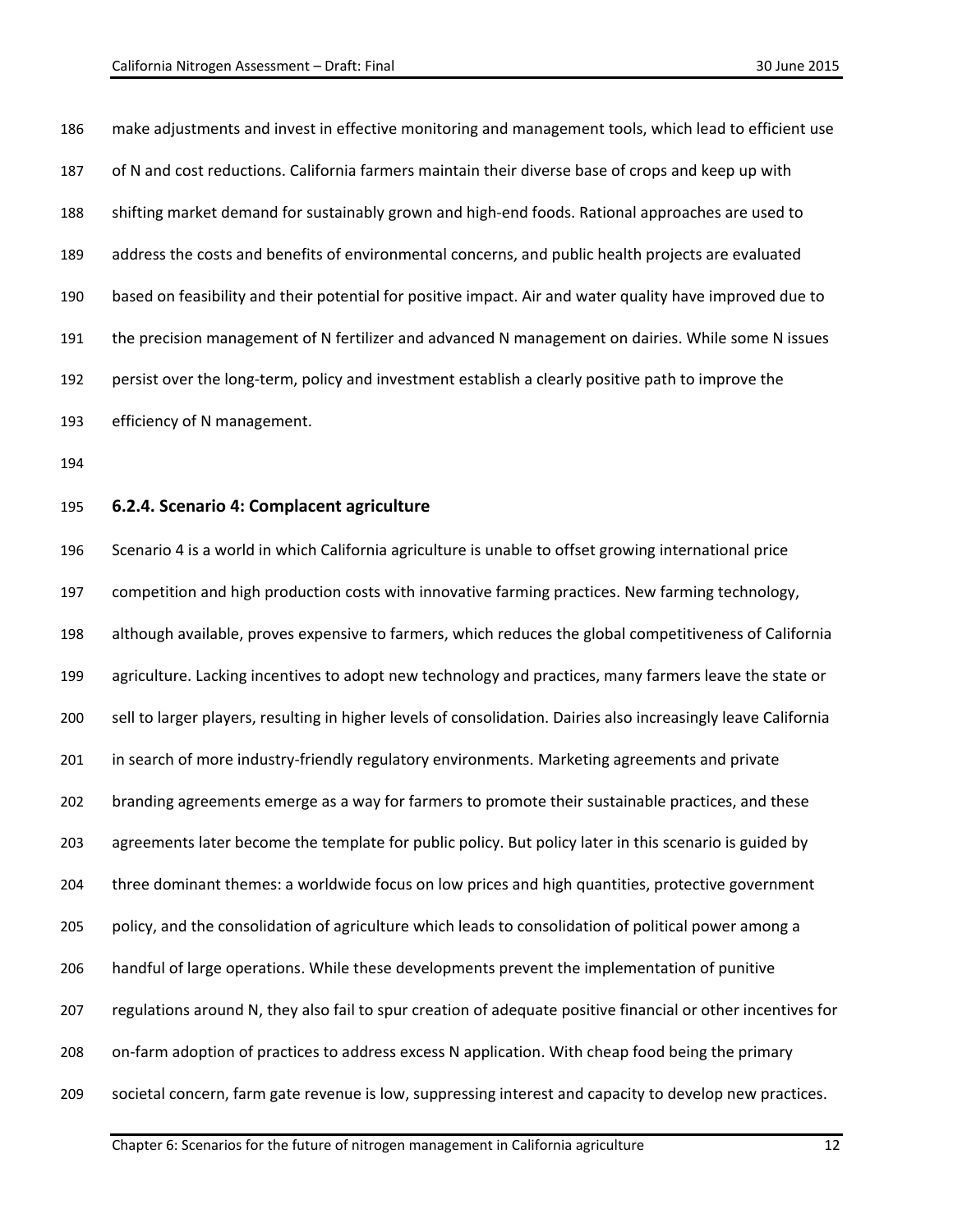make adjustments and invest in effective monitoring and management tools, which lead to efficient use of N and cost reductions. California farmers maintain their diverse base of crops and keep up with shifting market demand for sustainably grown and high-end foods. Rational approaches are used to address the costs and benefits of environmental concerns, and public health projects are evaluated based on feasibility and their potential for positive impact. Air and water quality have improved due to the precision management of N fertilizer and advanced N management on dairies. While some N issues persist over the long-term, policy and investment establish a clearly positive path to improve the efficiency of N management.

### 6.2.4. Scenario 4: Complacent agriculture

Scenario 4 is a world in which California agriculture is unable to offset growing international price competition and high production costs with innovative farming practices. New farming technology, although available, proves expensive to farmers, which reduces the global competitiveness of California agriculture. Lacking incentives to adopt new technology and practices, many farmers leave the state or sell to larger players, resulting in higher levels of consolidation. Dairies also increasingly leave California in search of more industry-friendly regulatory environments. Marketing agreements and private branding agreements emerge as a way for farmers to promote their sustainable practices, and these agreements later become the template for public policy. But policy later in this scenario is guided by three dominant themes: a worldwide focus on low prices and high quantities, protective government policy, and the consolidation of agriculture which leads to consolidation of political power among a handful of large operations. While these developments prevent the implementation of punitive regulations around N, they also fail to spur creation of adequate positive financial or other incentives for on-farm adoption of practices to address excess N application. With cheap food being the primary societal concern, farm gate revenue is low, suppressing interest and capacity to develop new practices.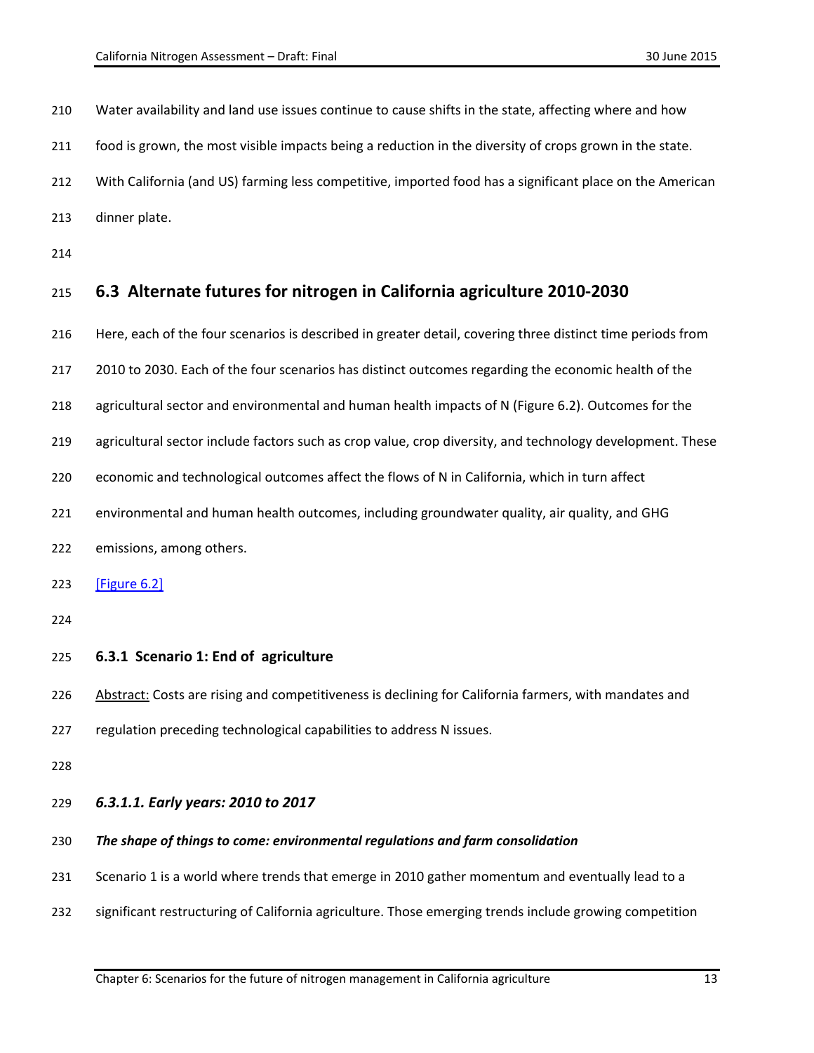Water availability and land use issues continue to cause shifts in the state, affecting where and how food is grown, the most visible impacts being a reduction in the diversity of crops grown in the state. With California (and US) farming less competitive, imported food has a significant place on the American dinner plate.

## 6.3 Alternate futures for nitrogen in California agriculture 2010-2030

Here, each of the four scenarios is described in greater detail, covering three distinct time periods from 2010 to 2030. Each of the four scenarios has distinct outcomes regarding the economic health of the agricultural sector and environmental and human health impacts of N (Figure 6.2). Outcomes for the agricultural sector include factors such as crop value, crop diversity, and technology development. These economic and technological outcomes affect the flows of N in California, which in turn affect environmental and human health outcomes, including groundwater quality, air quality, and GHG emissions, among others.

[Figure 6.2]

### 6.3.1 Scenario 1: End of agriculture

Abstract: Costs are rising and competitiveness is declining for California farmers, with mandates and regulation preceding technological capabilities to address N issues.

#### *6.3.1.1. Early years: 2010 to 2017*

***The shape of things to come: environmental regulations and farm consolidation***

Scenario 1 is a world where trends that emerge in 2010 gather momentum and eventually lead to a significant restructuring of California agriculture. Those emerging trends include growing competition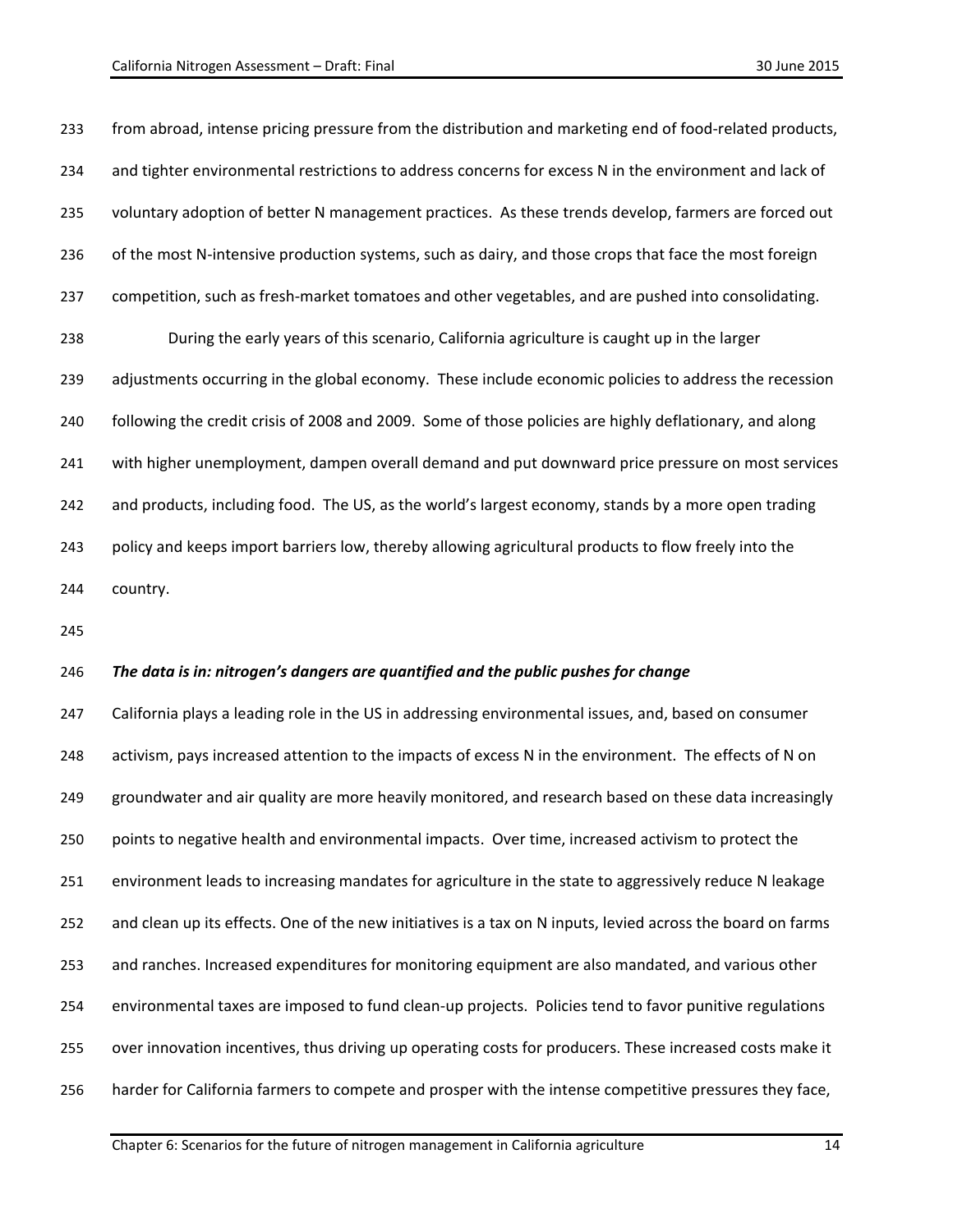from abroad, intense pricing pressure from the distribution and marketing end of food-related products, and tighter environmental restrictions to address concerns for excess N in the environment and lack of voluntary adoption of better N management practices. As these trends develop, farmers are forced out of the most N-intensive production systems, such as dairy, and those crops that face the most foreign competition, such as fresh-market tomatoes and other vegetables, and are pushed into consolidating.

During the early years of this scenario, California agriculture is caught up in the larger adjustments occurring in the global economy. These include economic policies to address the recession following the credit crisis of 2008 and 2009. Some of those policies are highly deflationary, and along with higher unemployment, dampen overall demand and put downward price pressure on most services and products, including food. The US, as the world's largest economy, stands by a more open trading policy and keeps import barriers low, thereby allowing agricultural products to flow freely into the country.

***The data is in: nitrogen's dangers are quantified and the public pushes for change***

California plays a leading role in the US in addressing environmental issues, and, based on consumer activism, pays increased attention to the impacts of excess N in the environment. The effects of N on groundwater and air quality are more heavily monitored, and research based on these data increasingly points to negative health and environmental impacts. Over time, increased activism to protect the environment leads to increasing mandates for agriculture in the state to aggressively reduce N leakage and clean up its effects. One of the new initiatives is a tax on N inputs, levied across the board on farms and ranches. Increased expenditures for monitoring equipment are also mandated, and various other environmental taxes are imposed to fund clean-up projects. Policies tend to favor punitive regulations over innovation incentives, thus driving up operating costs for producers. These increased costs make it harder for California farmers to compete and prosper with the intense competitive pressures they face,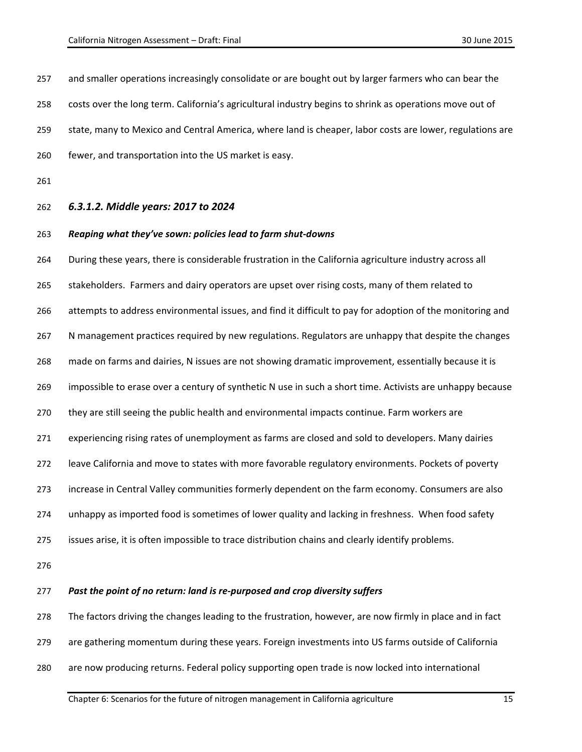and smaller operations increasingly consolidate or are bought out by larger farmers who can bear the costs over the long term. California's agricultural industry begins to shrink as operations move out of state, many to Mexico and Central America, where land is cheaper, labor costs are lower, regulations are fewer, and transportation into the US market is easy.

#### *6.3.1.2. Middle years: 2017 to 2024*

***Reaping what they've sown: policies lead to farm shut-downs***

During these years, there is considerable frustration in the California agriculture industry across all stakeholders. Farmers and dairy operators are upset over rising costs, many of them related to attempts to address environmental issues, and find it difficult to pay for adoption of the monitoring and N management practices required by new regulations. Regulators are unhappy that despite the changes made on farms and dairies, N issues are not showing dramatic improvement, essentially because it is impossible to erase over a century of synthetic N use in such a short time. Activists are unhappy because they are still seeing the public health and environmental impacts continue. Farm workers are experiencing rising rates of unemployment as farms are closed and sold to developers. Many dairies leave California and move to states with more favorable regulatory environments. Pockets of poverty increase in Central Valley communities formerly dependent on the farm economy. Consumers are also unhappy as imported food is sometimes of lower quality and lacking in freshness. When food safety issues arise, it is often impossible to trace distribution chains and clearly identify problems.

***Past the point of no return: land is re-purposed and crop diversity suffers***

The factors driving the changes leading to the frustration, however, are now firmly in place and in fact are gathering momentum during these years. Foreign investments into US farms outside of California are now producing returns. Federal policy supporting open trade is now locked into international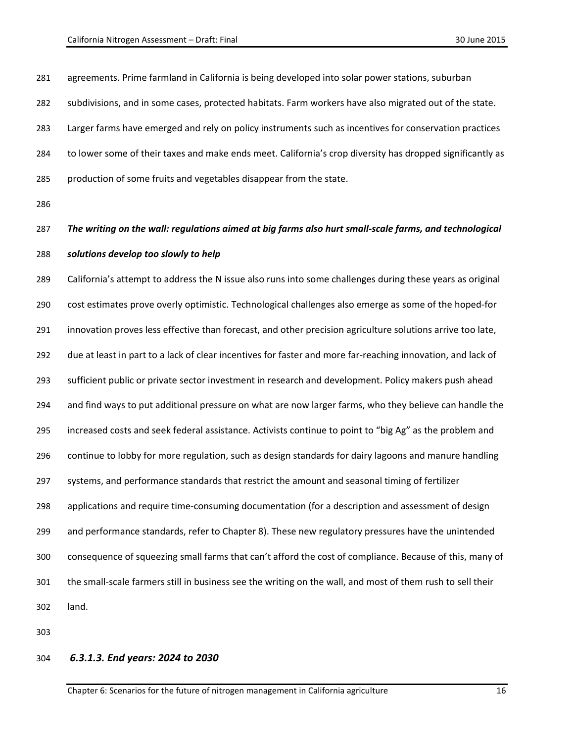agreements. Prime farmland in California is being developed into solar power stations, suburban subdivisions, and in some cases, protected habitats. Farm workers have also migrated out of the state. Larger farms have emerged and rely on policy instruments such as incentives for conservation practices to lower some of their taxes and make ends meet. California's crop diversity has dropped significantly as production of some fruits and vegetables disappear from the state.

***The writing on the wall: regulations aimed at big farms also hurt small-scale farms, and technological solutions develop too slowly to help***

California's attempt to address the N issue also runs into some challenges during these years as original cost estimates prove overly optimistic. Technological challenges also emerge as some of the hoped-for innovation proves less effective than forecast, and other precision agriculture solutions arrive too late, due at least in part to a lack of clear incentives for faster and more far-reaching innovation, and lack of sufficient public or private sector investment in research and development. Policy makers push ahead and find ways to put additional pressure on what are now larger farms, who they believe can handle the increased costs and seek federal assistance. Activists continue to point to "big Ag" as the problem and continue to lobby for more regulation, such as design standards for dairy lagoons and manure handling systems, and performance standards that restrict the amount and seasonal timing of fertilizer applications and require time-consuming documentation (for a description and assessment of design and performance standards, refer to Chapter 8). These new regulatory pressures have the unintended consequence of squeezing small farms that can't afford the cost of compliance. Because of this, many of the small-scale farmers still in business see the writing on the wall, and most of them rush to sell their land.

#### *6.3.1.3. End years: 2024 to 2030*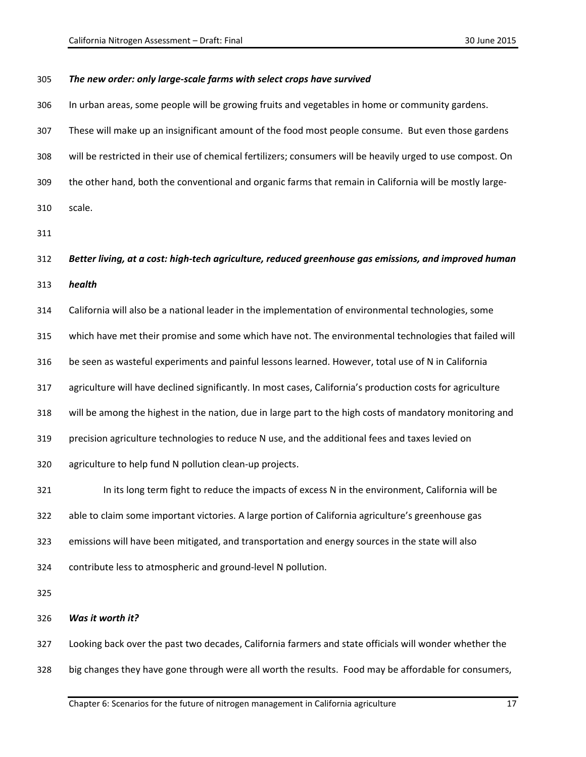***The new order: only large-scale farms with select crops have survived***

In urban areas, some people will be growing fruits and vegetables in home or community gardens. These will make up an insignificant amount of the food most people consume. But even those gardens will be restricted in their use of chemical fertilizers; consumers will be heavily urged to use compost. On the other hand, both the conventional and organic farms that remain in California will be mostly large-scale.

***Better living, at a cost: high-tech agriculture, reduced greenhouse gas emissions, and improved human health***

California will also be a national leader in the implementation of environmental technologies, some which have met their promise and some which have not. The environmental technologies that failed will be seen as wasteful experiments and painful lessons learned. However, total use of N in California agriculture will have declined significantly. In most cases, California's production costs for agriculture will be among the highest in the nation, due in large part to the high costs of mandatory monitoring and precision agriculture technologies to reduce N use, and the additional fees and taxes levied on agriculture to help fund N pollution clean-up projects.

In its long term fight to reduce the impacts of excess N in the environment, California will be able to claim some important victories. A large portion of California agriculture's greenhouse gas emissions will have been mitigated, and transportation and energy sources in the state will also contribute less to atmospheric and ground-level N pollution.

***Was it worth it?***

Looking back over the past two decades, California farmers and state officials will wonder whether the big changes they have gone through were all worth the results. Food may be affordable for consumers,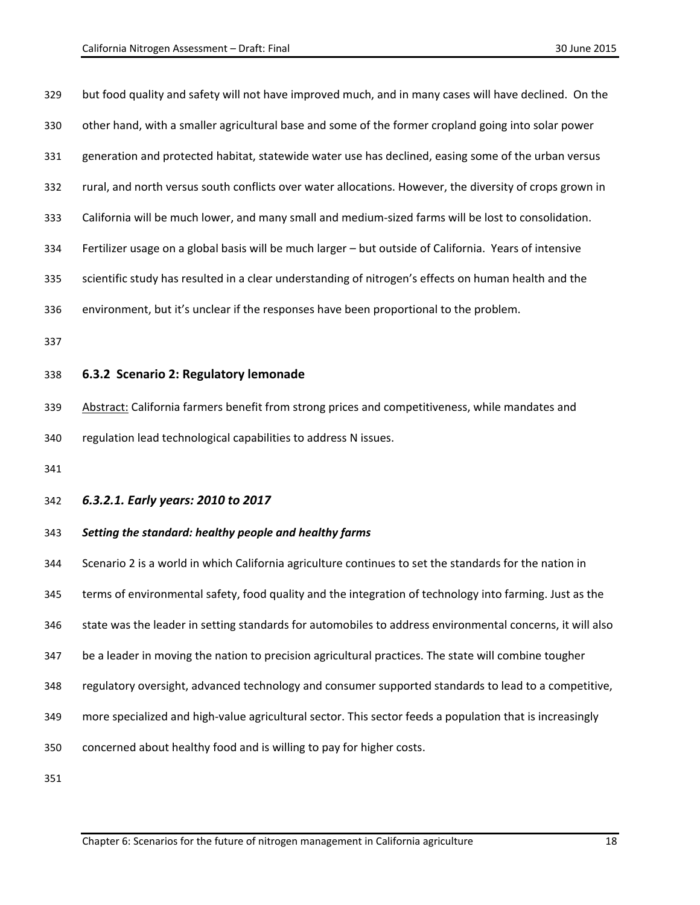but food quality and safety will not have improved much, and in many cases will have declined. On the other hand, with a smaller agricultural base and some of the former cropland going into solar power generation and protected habitat, statewide water use has declined, easing some of the urban versus rural, and north versus south conflicts over water allocations. However, the diversity of crops grown in California will be much lower, and many small and medium-sized farms will be lost to consolidation. Fertilizer usage on a global basis will be much larger – but outside of California. Years of intensive scientific study has resulted in a clear understanding of nitrogen's effects on human health and the environment, but it's unclear if the responses have been proportional to the problem.

### 6.3.2 Scenario 2: Regulatory lemonade

Abstract: California farmers benefit from strong prices and competitiveness, while mandates and regulation lead technological capabilities to address N issues.

#### *6.3.2.1. Early years: 2010 to 2017*

***Setting the standard: healthy people and healthy farms***

Scenario 2 is a world in which California agriculture continues to set the standards for the nation in terms of environmental safety, food quality and the integration of technology into farming. Just as the state was the leader in setting standards for automobiles to address environmental concerns, it will also be a leader in moving the nation to precision agricultural practices. The state will combine tougher regulatory oversight, advanced technology and consumer supported standards to lead to a competitive, more specialized and high-value agricultural sector. This sector feeds a population that is increasingly concerned about healthy food and is willing to pay for higher costs.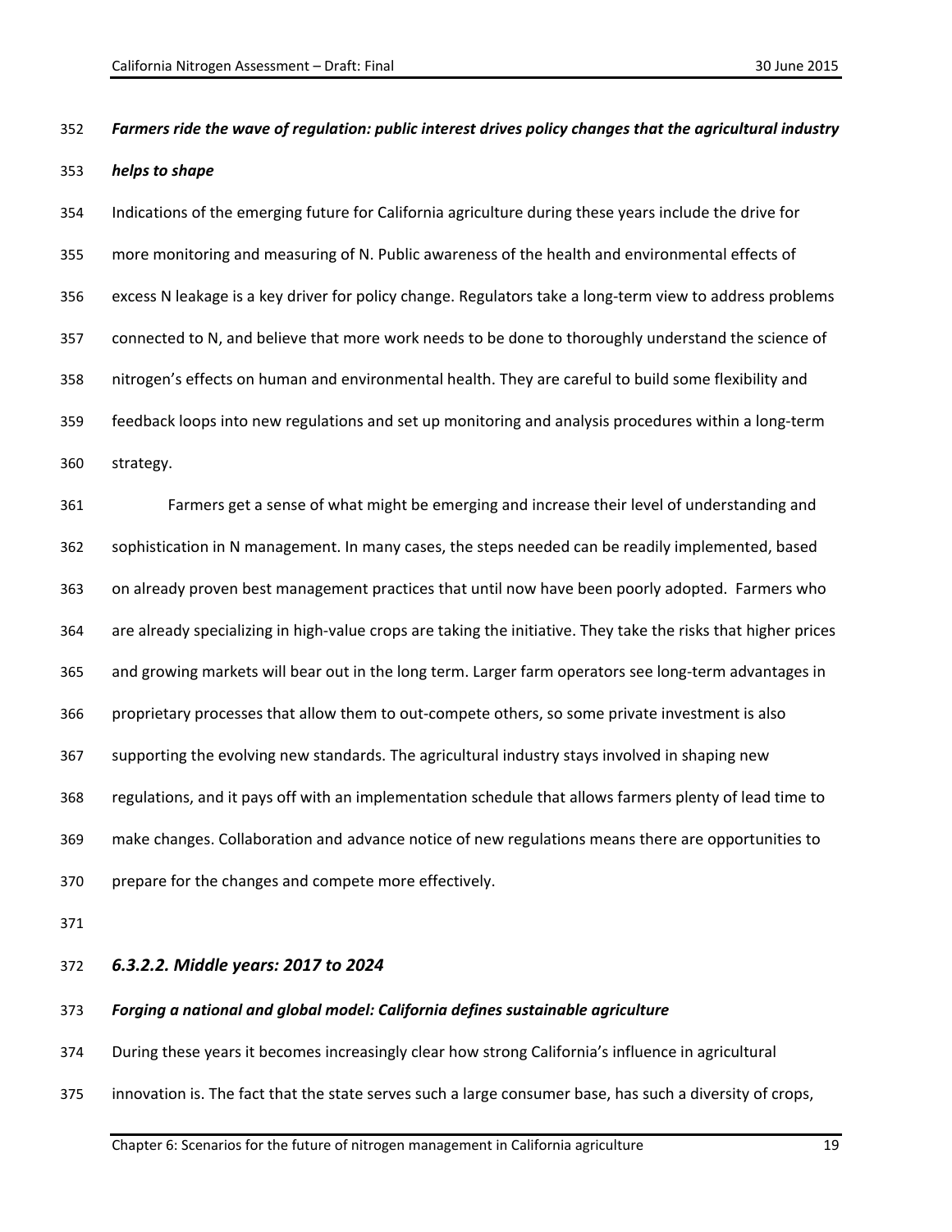***Farmers ride the wave of regulation: public interest drives policy changes that the agricultural industry helps to shape***

Indications of the emerging future for California agriculture during these years include the drive for more monitoring and measuring of N. Public awareness of the health and environmental effects of excess N leakage is a key driver for policy change. Regulators take a long-term view to address problems connected to N, and believe that more work needs to be done to thoroughly understand the science of nitrogen's effects on human and environmental health. They are careful to build some flexibility and feedback loops into new regulations and set up monitoring and analysis procedures within a long-term strategy.

Farmers get a sense of what might be emerging and increase their level of understanding and sophistication in N management. In many cases, the steps needed can be readily implemented, based on already proven best management practices that until now have been poorly adopted. Farmers who are already specializing in high-value crops are taking the initiative. They take the risks that higher prices and growing markets will bear out in the long term. Larger farm operators see long-term advantages in proprietary processes that allow them to out-compete others, so some private investment is also supporting the evolving new standards. The agricultural industry stays involved in shaping new regulations, and it pays off with an implementation schedule that allows farmers plenty of lead time to make changes. Collaboration and advance notice of new regulations means there are opportunities to prepare for the changes and compete more effectively.

### *6.3.2.2. Middle years: 2017 to 2024*

***Forging a national and global model: California defines sustainable agriculture***

During these years it becomes increasingly clear how strong California's influence in agricultural innovation is. The fact that the state serves such a large consumer base, has such a diversity of crops,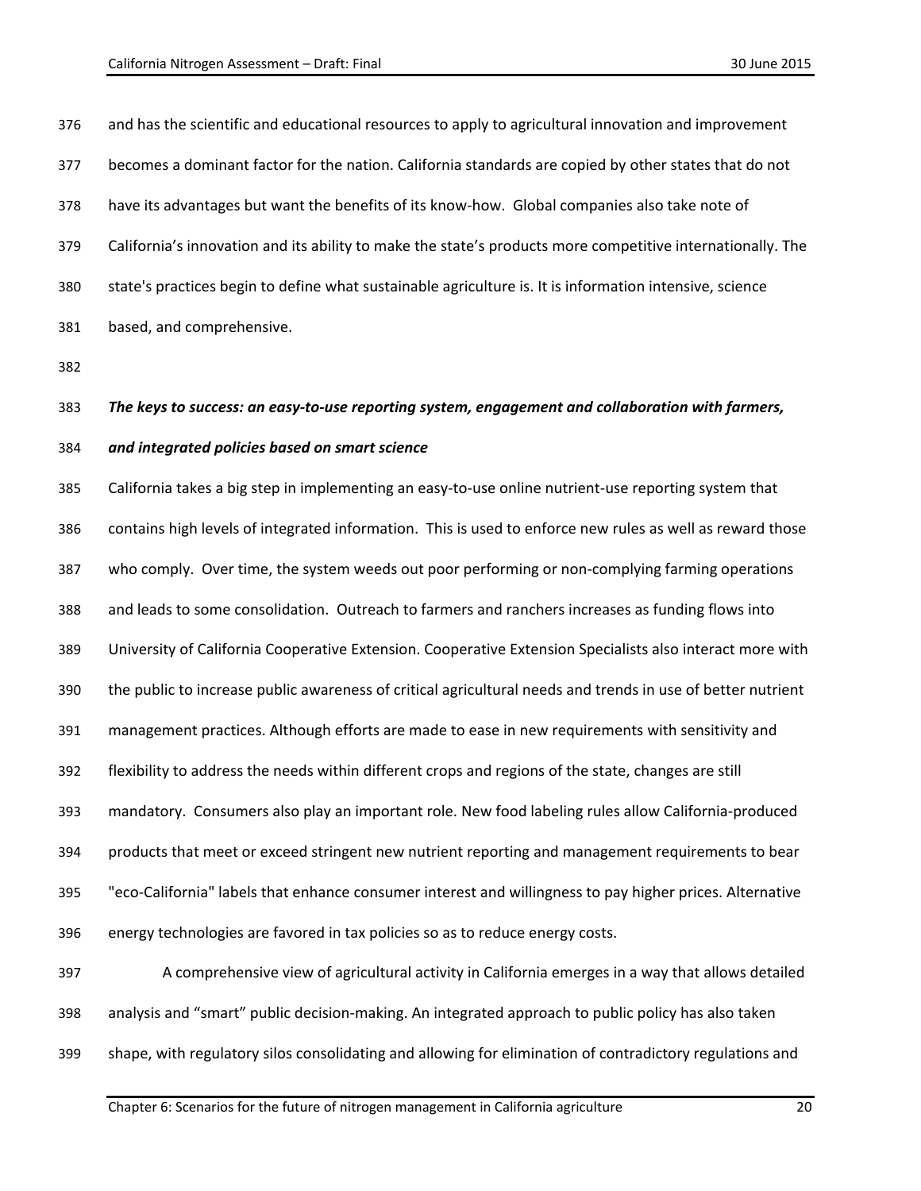and has the scientific and educational resources to apply to agricultural innovation and improvement becomes a dominant factor for the nation. California standards are copied by other states that do not have its advantages but want the benefits of its know-how. Global companies also take note of California's innovation and its ability to make the state's products more competitive internationally. The state's practices begin to define what sustainable agriculture is. It is information intensive, science based, and comprehensive.

***The keys to success: an easy-to-use reporting system, engagement and collaboration with farmers, and integrated policies based on smart science***

California takes a big step in implementing an easy-to-use online nutrient-use reporting system that contains high levels of integrated information. This is used to enforce new rules as well as reward those who comply. Over time, the system weeds out poor performing or non-complying farming operations and leads to some consolidation. Outreach to farmers and ranchers increases as funding flows into University of California Cooperative Extension. Cooperative Extension Specialists also interact more with the public to increase public awareness of critical agricultural needs and trends in use of better nutrient management practices. Although efforts are made to ease in new requirements with sensitivity and flexibility to address the needs within different crops and regions of the state, changes are still mandatory. Consumers also play an important role. New food labeling rules allow California-produced products that meet or exceed stringent new nutrient reporting and management requirements to bear "eco-California" labels that enhance consumer interest and willingness to pay higher prices. Alternative energy technologies are favored in tax policies so as to reduce energy costs.

A comprehensive view of agricultural activity in California emerges in a way that allows detailed analysis and "smart" public decision-making. An integrated approach to public policy has also taken shape, with regulatory silos consolidating and allowing for elimination of contradictory regulations and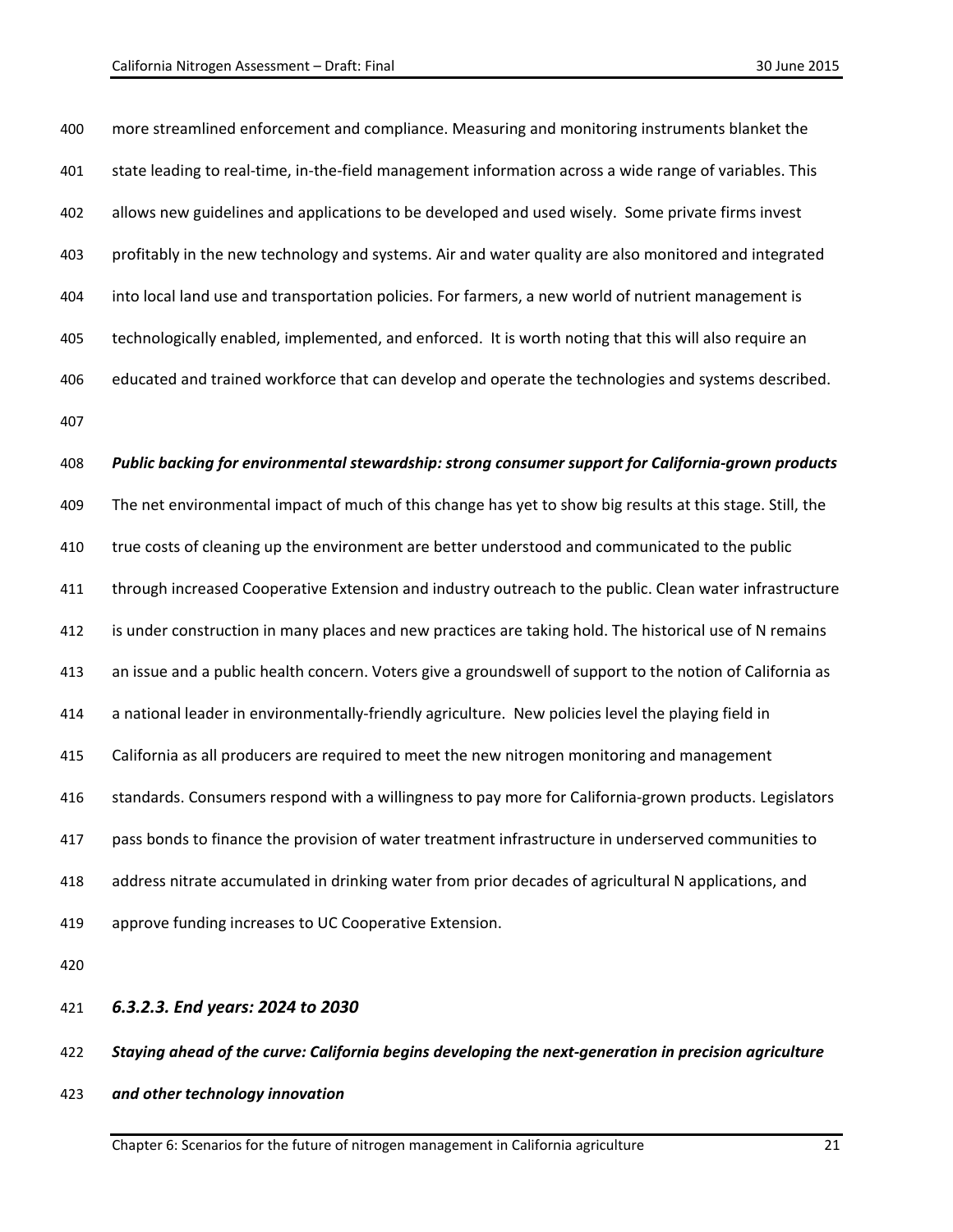more streamlined enforcement and compliance. Measuring and monitoring instruments blanket the state leading to real-time, in-the-field management information across a wide range of variables. This allows new guidelines and applications to be developed and used wisely. Some private firms invest profitably in the new technology and systems. Air and water quality are also monitored and integrated into local land use and transportation policies. For farmers, a new world of nutrient management is technologically enabled, implemented, and enforced. It is worth noting that this will also require an educated and trained workforce that can develop and operate the technologies and systems described.

***Public backing for environmental stewardship: strong consumer support for California-grown products***

The net environmental impact of much of this change has yet to show big results at this stage. Still, the true costs of cleaning up the environment are better understood and communicated to the public through increased Cooperative Extension and industry outreach to the public. Clean water infrastructure is under construction in many places and new practices are taking hold. The historical use of N remains an issue and a public health concern. Voters give a groundswell of support to the notion of California as a national leader in environmentally-friendly agriculture. New policies level the playing field in California as all producers are required to meet the new nitrogen monitoring and management standards. Consumers respond with a willingness to pay more for California-grown products. Legislators pass bonds to finance the provision of water treatment infrastructure in underserved communities to address nitrate accumulated in drinking water from prior decades of agricultural N applications, and approve funding increases to UC Cooperative Extension.

#### *6.3.2.3. End years: 2024 to 2030*

***Staying ahead of the curve: California begins developing the next-generation in precision agriculture and other technology innovation***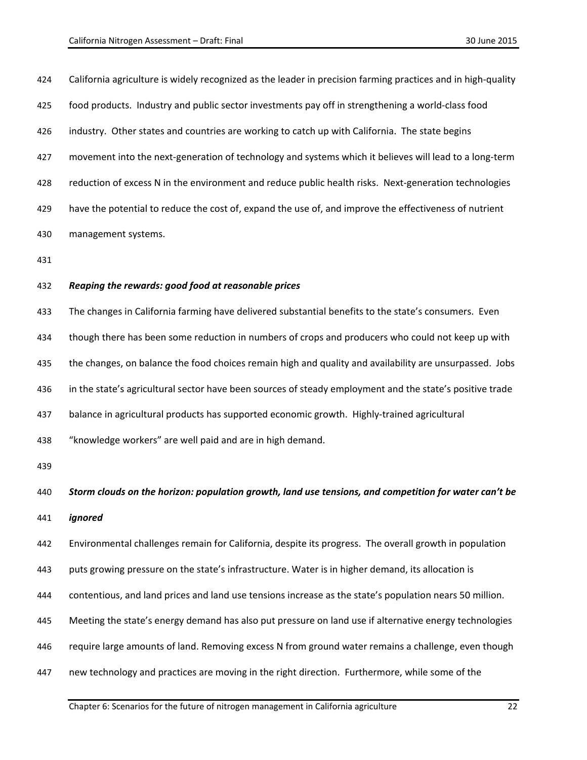California agriculture is widely recognized as the leader in precision farming practices and in high-quality food products. Industry and public sector investments pay off in strengthening a world-class food industry. Other states and countries are working to catch up with California. The state begins movement into the next-generation of technology and systems which it believes will lead to a long-term reduction of excess N in the environment and reduce public health risks. Next-generation technologies have the potential to reduce the cost of, expand the use of, and improve the effectiveness of nutrient management systems.

***Reaping the rewards: good food at reasonable prices***

The changes in California farming have delivered substantial benefits to the state's consumers. Even though there has been some reduction in numbers of crops and producers who could not keep up with the changes, on balance the food choices remain high and quality and availability are unsurpassed. Jobs in the state's agricultural sector have been sources of steady employment and the state's positive trade balance in agricultural products has supported economic growth. Highly-trained agricultural "knowledge workers" are well paid and are in high demand.

***Storm clouds on the horizon: population growth, land use tensions, and competition for water can't be ignored***

Environmental challenges remain for California, despite its progress. The overall growth in population puts growing pressure on the state's infrastructure. Water is in higher demand, its allocation is contentious, and land prices and land use tensions increase as the state's population nears 50 million. Meeting the state's energy demand has also put pressure on land use if alternative energy technologies require large amounts of land. Removing excess N from ground water remains a challenge, even though new technology and practices are moving in the right direction. Furthermore, while some of the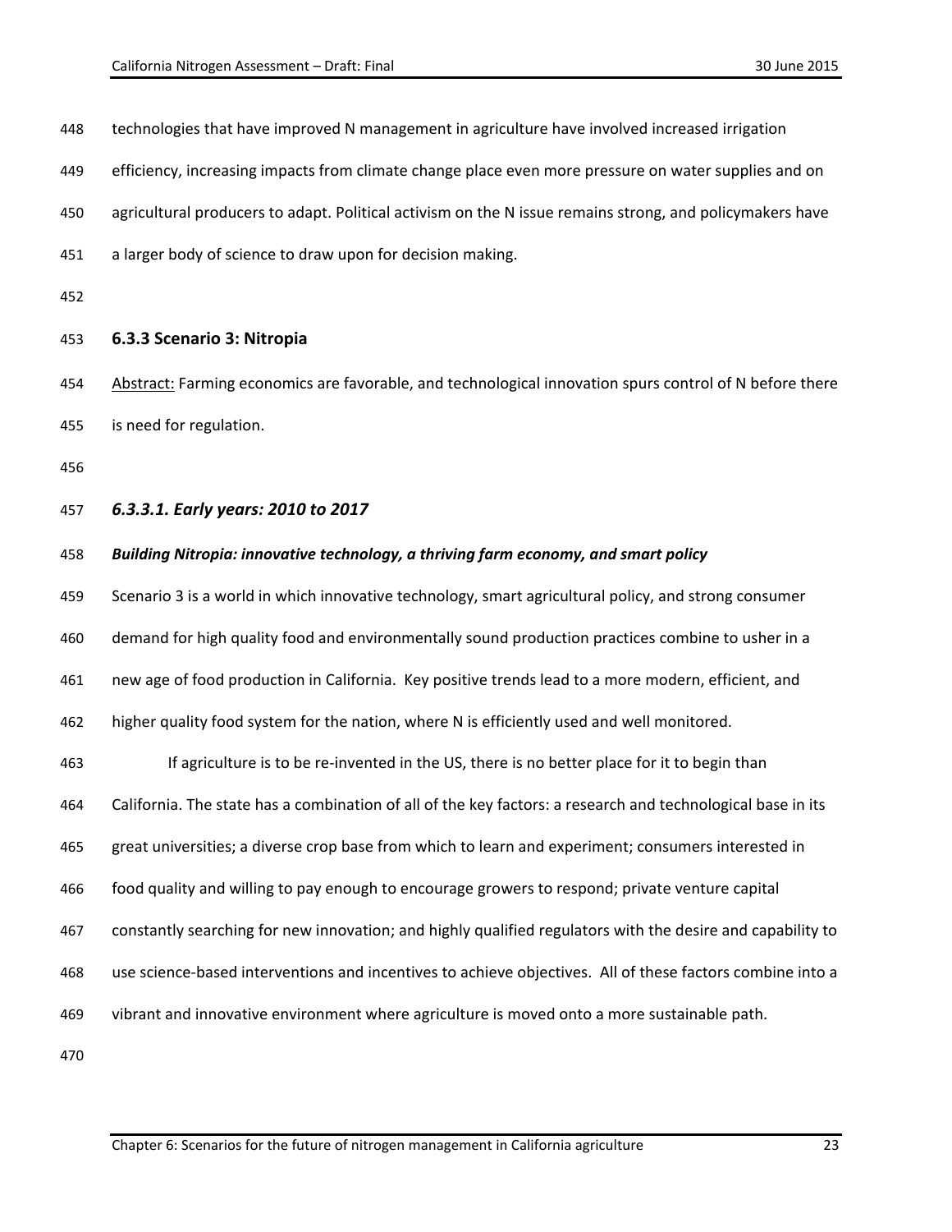technologies that have improved N management in agriculture have involved increased irrigation efficiency, increasing impacts from climate change place even more pressure on water supplies and on agricultural producers to adapt. Political activism on the N issue remains strong, and policymakers have a larger body of science to draw upon for decision making.

### 6.3.3 Scenario 3: Nitropia

Abstract: Farming economics are favorable, and technological innovation spurs control of N before there is need for regulation.

#### *6.3.3.1. Early years: 2010 to 2017*

***Building Nitropia: innovative technology, a thriving farm economy, and smart policy***

Scenario 3 is a world in which innovative technology, smart agricultural policy, and strong consumer demand for high quality food and environmentally sound production practices combine to usher in a new age of food production in California. Key positive trends lead to a more modern, efficient, and higher quality food system for the nation, where N is efficiently used and well monitored.

If agriculture is to be re-invented in the US, there is no better place for it to begin than California. The state has a combination of all of the key factors: a research and technological base in its great universities; a diverse crop base from which to learn and experiment; consumers interested in food quality and willing to pay enough to encourage growers to respond; private venture capital constantly searching for new innovation; and highly qualified regulators with the desire and capability to use science-based interventions and incentives to achieve objectives. All of these factors combine into a vibrant and innovative environment where agriculture is moved onto a more sustainable path.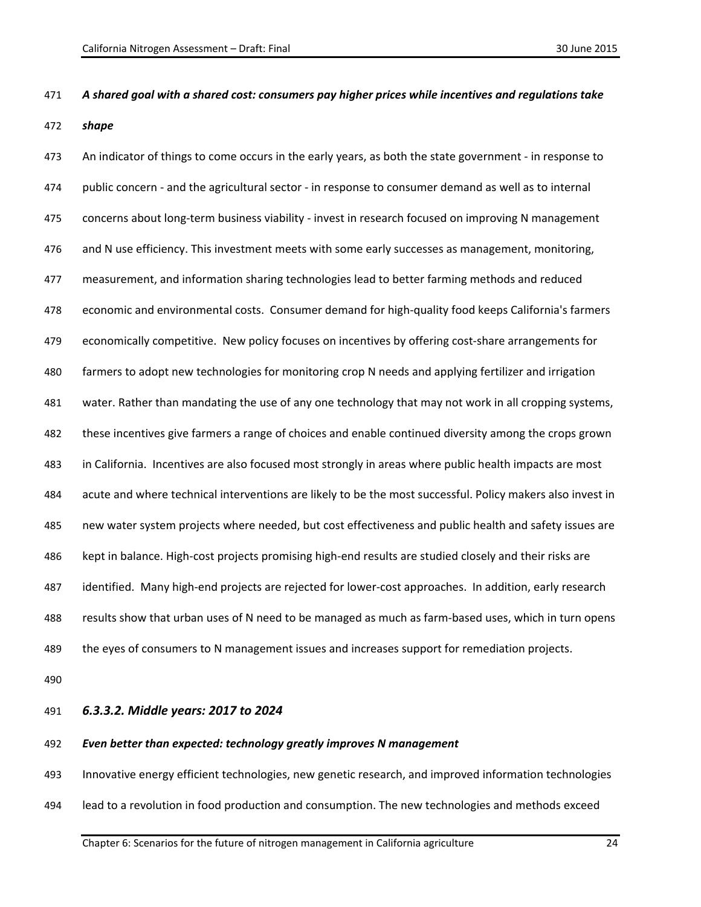***A shared goal with a shared cost: consumers pay higher prices while incentives and regulations take shape***

An indicator of things to come occurs in the early years, as both the state government - in response to public concern - and the agricultural sector - in response to consumer demand as well as to internal concerns about long-term business viability - invest in research focused on improving N management and N use efficiency. This investment meets with some early successes as management, monitoring, measurement, and information sharing technologies lead to better farming methods and reduced economic and environmental costs. Consumer demand for high-quality food keeps California's farmers economically competitive. New policy focuses on incentives by offering cost-share arrangements for farmers to adopt new technologies for monitoring crop N needs and applying fertilizer and irrigation water. Rather than mandating the use of any one technology that may not work in all cropping systems, these incentives give farmers a range of choices and enable continued diversity among the crops grown in California. Incentives are also focused most strongly in areas where public health impacts are most acute and where technical interventions are likely to be the most successful. Policy makers also invest in new water system projects where needed, but cost effectiveness and public health and safety issues are kept in balance. High-cost projects promising high-end results are studied closely and their risks are identified. Many high-end projects are rejected for lower-cost approaches. In addition, early research results show that urban uses of N need to be managed as much as farm-based uses, which in turn opens the eyes of consumers to N management issues and increases support for remediation projects.

### *6.3.3.2. Middle years: 2017 to 2024*

***Even better than expected: technology greatly improves N management***

Innovative energy efficient technologies, new genetic research, and improved information technologies lead to a revolution in food production and consumption. The new technologies and methods exceed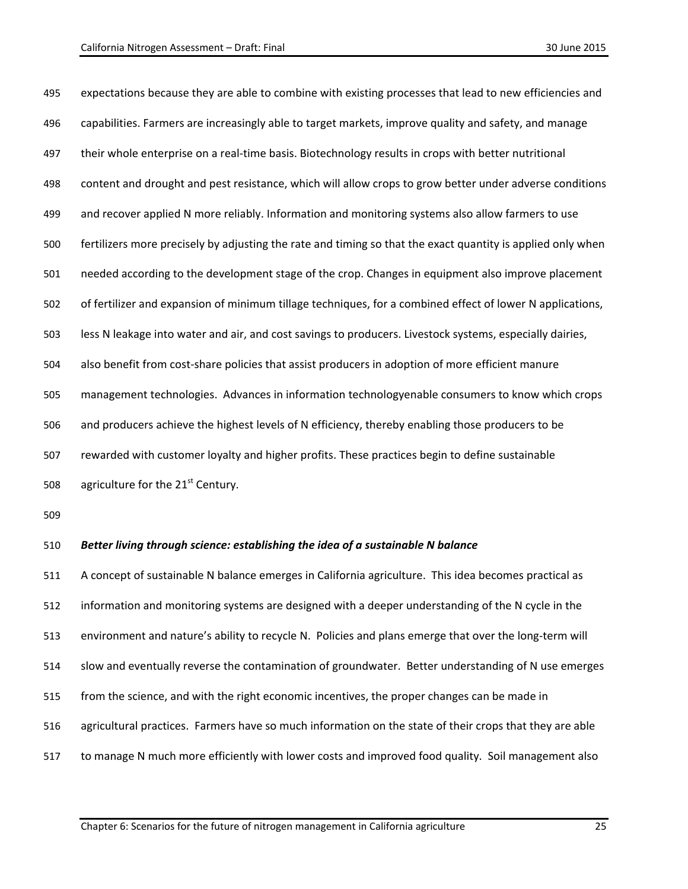expectations because they are able to combine with existing processes that lead to new efficiencies and capabilities. Farmers are increasingly able to target markets, improve quality and safety, and manage their whole enterprise on a real-time basis. Biotechnology results in crops with better nutritional content and drought and pest resistance, which will allow crops to grow better under adverse conditions and recover applied N more reliably. Information and monitoring systems also allow farmers to use fertilizers more precisely by adjusting the rate and timing so that the exact quantity is applied only when needed according to the development stage of the crop. Changes in equipment also improve placement of fertilizer and expansion of minimum tillage techniques, for a combined effect of lower N applications, less N leakage into water and air, and cost savings to producers. Livestock systems, especially dairies, also benefit from cost-share policies that assist producers in adoption of more efficient manure management technologies. Advances in information technologyenable consumers to know which crops and producers achieve the highest levels of N efficiency, thereby enabling those producers to be rewarded with customer loyalty and higher profits. These practices begin to define sustainable agriculture for the 21st Century.

***Better living through science: establishing the idea of a sustainable N balance***

A concept of sustainable N balance emerges in California agriculture. This idea becomes practical as information and monitoring systems are designed with a deeper understanding of the N cycle in the environment and nature's ability to recycle N. Policies and plans emerge that over the long-term will slow and eventually reverse the contamination of groundwater. Better understanding of N use emerges from the science, and with the right economic incentives, the proper changes can be made in agricultural practices. Farmers have so much information on the state of their crops that they are able to manage N much more efficiently with lower costs and improved food quality. Soil management also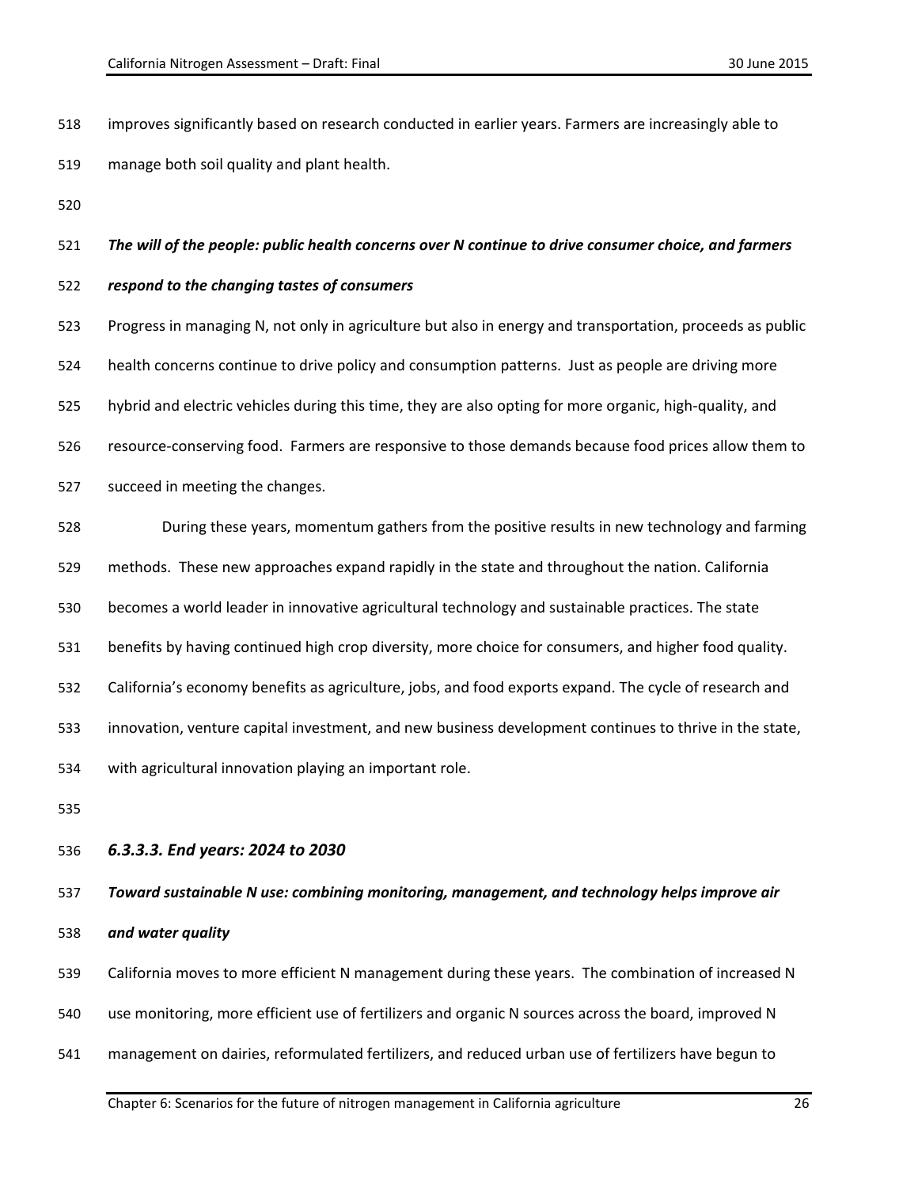improves significantly based on research conducted in earlier years. Farmers are increasingly able to manage both soil quality and plant health.

***The will of the people: public health concerns over N continue to drive consumer choice, and farmers respond to the changing tastes of consumers***

Progress in managing N, not only in agriculture but also in energy and transportation, proceeds as public health concerns continue to drive policy and consumption patterns. Just as people are driving more hybrid and electric vehicles during this time, they are also opting for more organic, high-quality, and resource-conserving food. Farmers are responsive to those demands because food prices allow them to succeed in meeting the changes.

During these years, momentum gathers from the positive results in new technology and farming methods. These new approaches expand rapidly in the state and throughout the nation. California becomes a world leader in innovative agricultural technology and sustainable practices. The state benefits by having continued high crop diversity, more choice for consumers, and higher food quality. California's economy benefits as agriculture, jobs, and food exports expand. The cycle of research and innovation, venture capital investment, and new business development continues to thrive in the state, with agricultural innovation playing an important role.

#### *6.3.3.3. End years: 2024 to 2030*

***Toward sustainable N use: combining monitoring, management, and technology helps improve air and water quality***

California moves to more efficient N management during these years. The combination of increased N use monitoring, more efficient use of fertilizers and organic N sources across the board, improved N management on dairies, reformulated fertilizers, and reduced urban use of fertilizers have begun to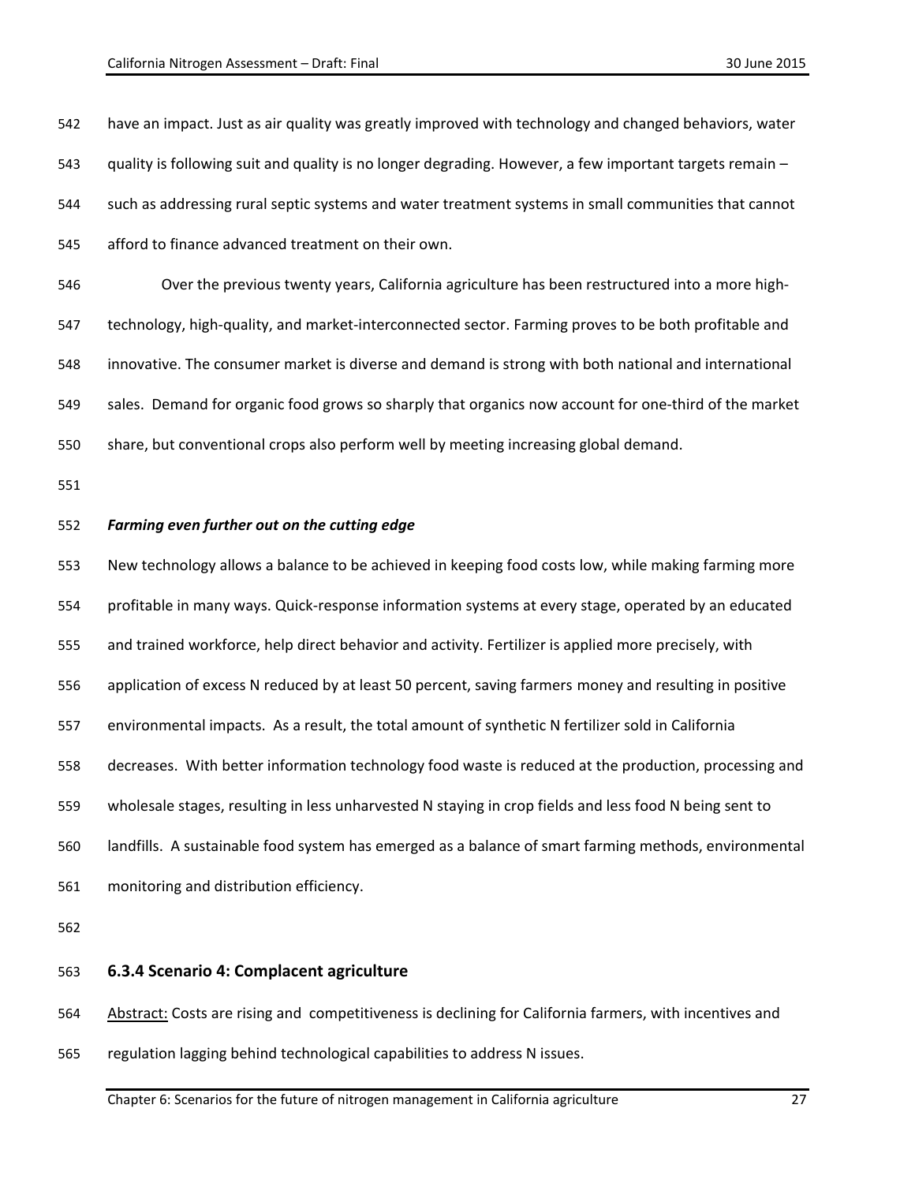have an impact. Just as air quality was greatly improved with technology and changed behaviors, water quality is following suit and quality is no longer degrading. However, a few important targets remain – such as addressing rural septic systems and water treatment systems in small communities that cannot afford to finance advanced treatment on their own.

Over the previous twenty years, California agriculture has been restructured into a more high-technology, high-quality, and market-interconnected sector. Farming proves to be both profitable and innovative. The consumer market is diverse and demand is strong with both national and international sales. Demand for organic food grows so sharply that organics now account for one-third of the market share, but conventional crops also perform well by meeting increasing global demand.

***Farming even further out on the cutting edge***

New technology allows a balance to be achieved in keeping food costs low, while making farming more profitable in many ways. Quick-response information systems at every stage, operated by an educated and trained workforce, help direct behavior and activity. Fertilizer is applied more precisely, with application of excess N reduced by at least 50 percent, saving farmers money and resulting in positive environmental impacts. As a result, the total amount of synthetic N fertilizer sold in California decreases. With better information technology food waste is reduced at the production, processing and wholesale stages, resulting in less unharvested N staying in crop fields and less food N being sent to landfills. A sustainable food system has emerged as a balance of smart farming methods, environmental monitoring and distribution efficiency.

### 6.3.4 Scenario 4: Complacent agriculture

Abstract: Costs are rising and competitiveness is declining for California farmers, with incentives and regulation lagging behind technological capabilities to address N issues.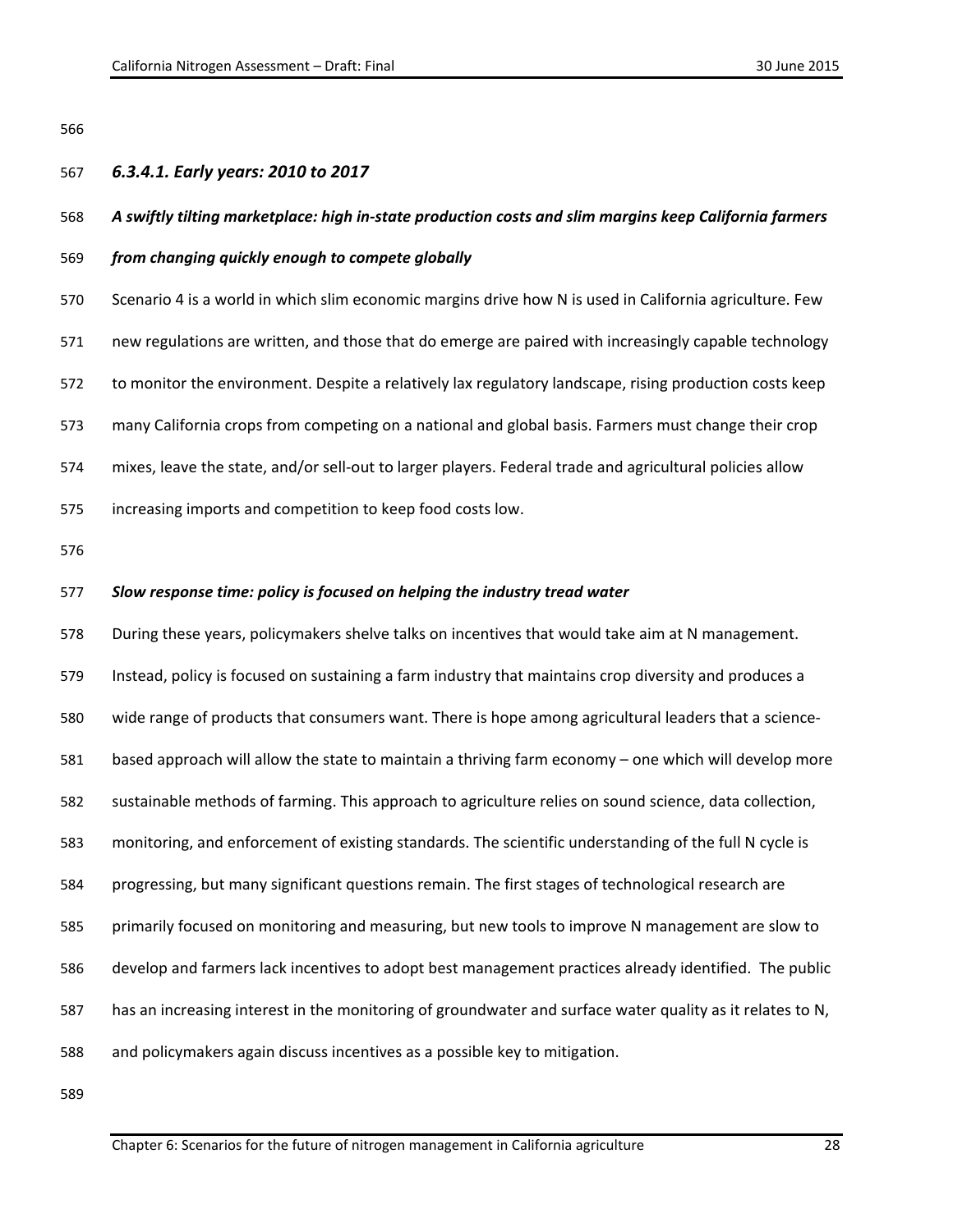#### *6.3.4.1. Early years: 2010 to 2017*

***A swiftly tilting marketplace: high in-state production costs and slim margins keep California farmers from changing quickly enough to compete globally***

Scenario 4 is a world in which slim economic margins drive how N is used in California agriculture. Few new regulations are written, and those that do emerge are paired with increasingly capable technology to monitor the environment. Despite a relatively lax regulatory landscape, rising production costs keep many California crops from competing on a national and global basis. Farmers must change their crop mixes, leave the state, and/or sell-out to larger players. Federal trade and agricultural policies allow increasing imports and competition to keep food costs low.

***Slow response time: policy is focused on helping the industry tread water***

During these years, policymakers shelve talks on incentives that would take aim at N management. Instead, policy is focused on sustaining a farm industry that maintains crop diversity and produces a wide range of products that consumers want. There is hope among agricultural leaders that a science-based approach will allow the state to maintain a thriving farm economy – one which will develop more sustainable methods of farming. This approach to agriculture relies on sound science, data collection, monitoring, and enforcement of existing standards. The scientific understanding of the full N cycle is progressing, but many significant questions remain. The first stages of technological research are primarily focused on monitoring and measuring, but new tools to improve N management are slow to develop and farmers lack incentives to adopt best management practices already identified. The public has an increasing interest in the monitoring of groundwater and surface water quality as it relates to N, and policymakers again discuss incentives as a possible key to mitigation.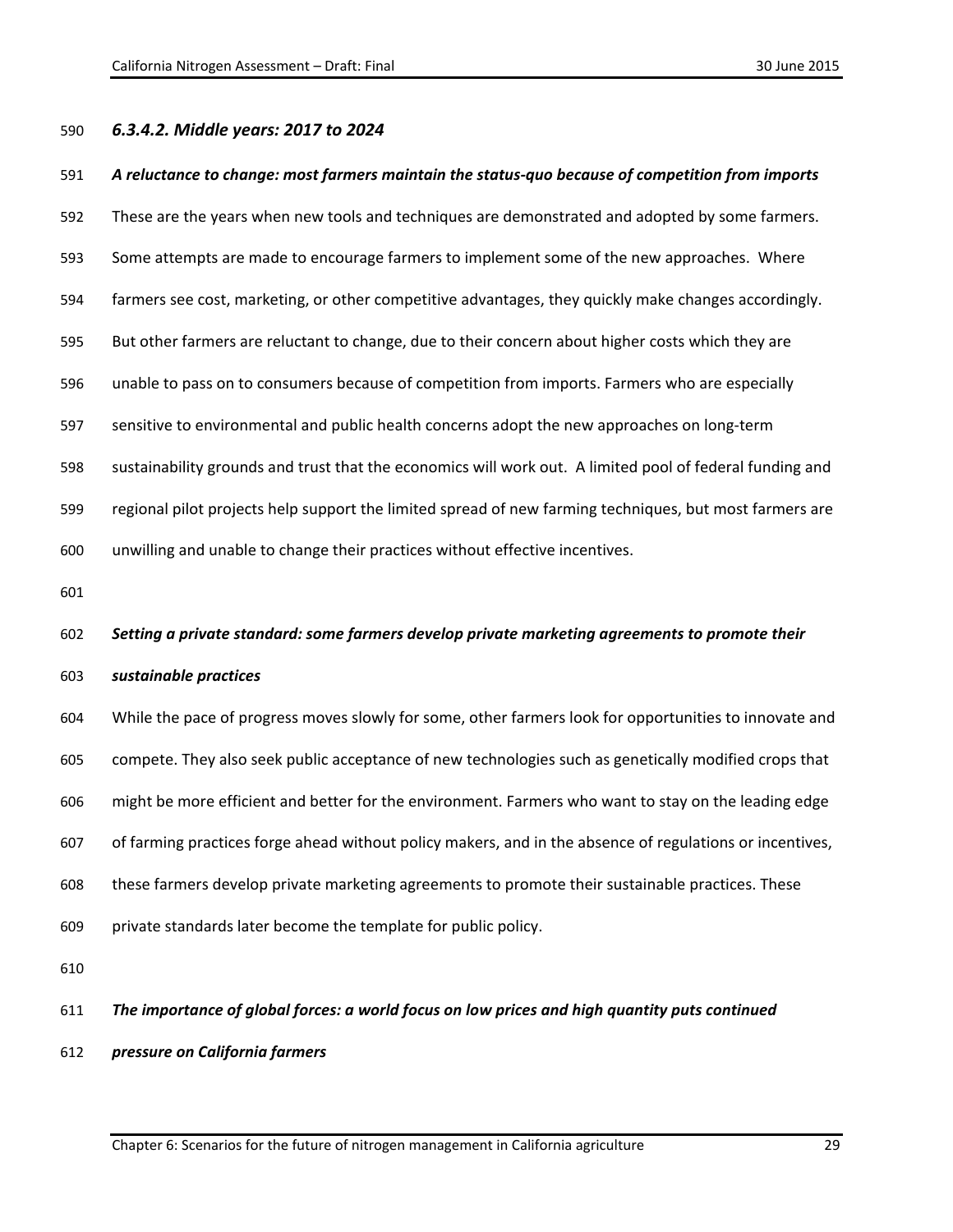#### *6.3.4.2. Middle years: 2017 to 2024*

***A reluctance to change: most farmers maintain the status-quo because of competition from imports***

These are the years when new tools and techniques are demonstrated and adopted by some farmers. Some attempts are made to encourage farmers to implement some of the new approaches. Where farmers see cost, marketing, or other competitive advantages, they quickly make changes accordingly. But other farmers are reluctant to change, due to their concern about higher costs which they are unable to pass on to consumers because of competition from imports. Farmers who are especially sensitive to environmental and public health concerns adopt the new approaches on long-term sustainability grounds and trust that the economics will work out. A limited pool of federal funding and regional pilot projects help support the limited spread of new farming techniques, but most farmers are unwilling and unable to change their practices without effective incentives.

***Setting a private standard: some farmers develop private marketing agreements to promote their sustainable practices***

While the pace of progress moves slowly for some, other farmers look for opportunities to innovate and compete. They also seek public acceptance of new technologies such as genetically modified crops that might be more efficient and better for the environment. Farmers who want to stay on the leading edge of farming practices forge ahead without policy makers, and in the absence of regulations or incentives, these farmers develop private marketing agreements to promote their sustainable practices. These private standards later become the template for public policy.

***The importance of global forces: a world focus on low prices and high quantity puts continued pressure on California farmers***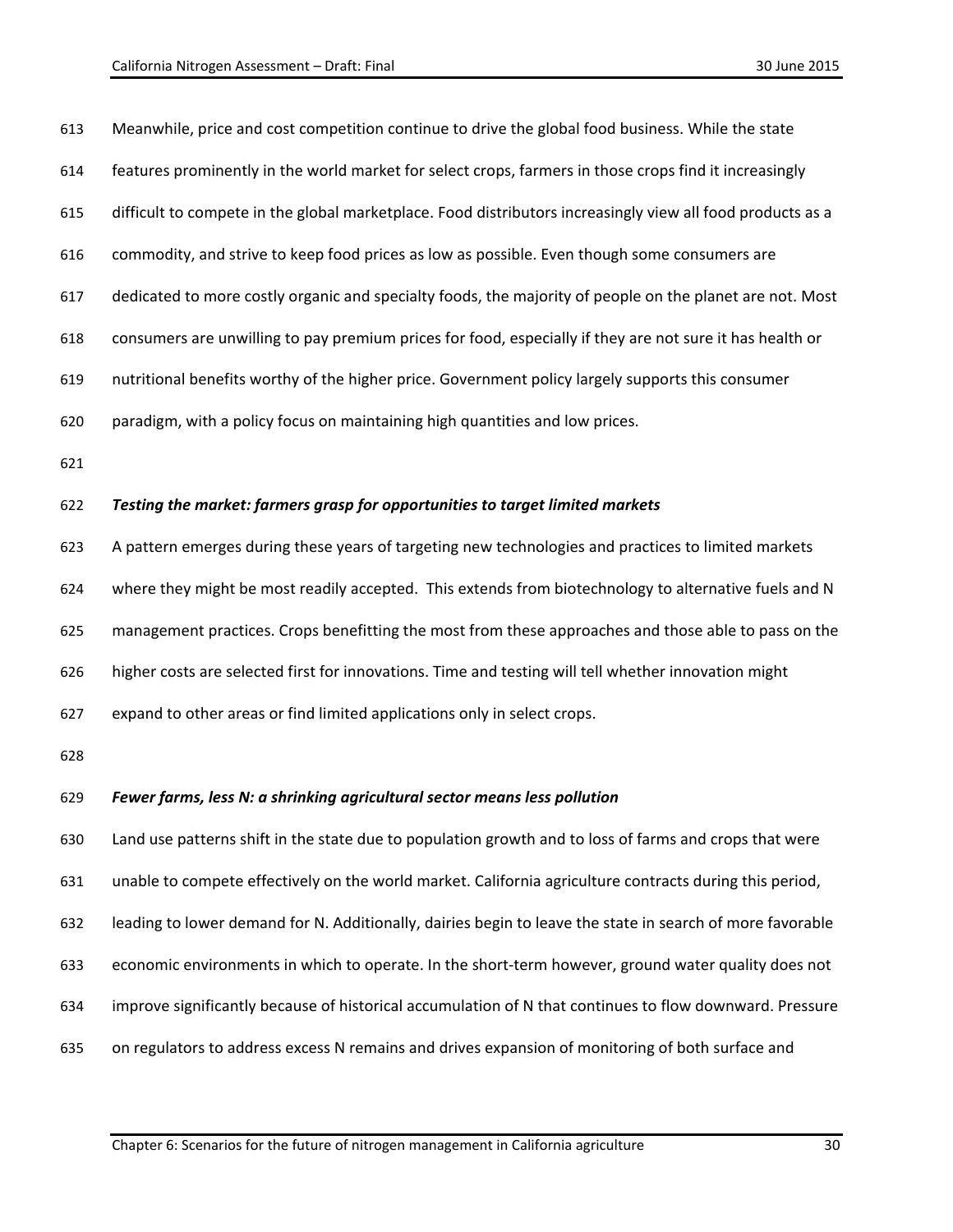Meanwhile, price and cost competition continue to drive the global food business. While the state features prominently in the world market for select crops, farmers in those crops find it increasingly difficult to compete in the global marketplace. Food distributors increasingly view all food products as a commodity, and strive to keep food prices as low as possible. Even though some consumers are dedicated to more costly organic and specialty foods, the majority of people on the planet are not. Most consumers are unwilling to pay premium prices for food, especially if they are not sure it has health or nutritional benefits worthy of the higher price. Government policy largely supports this consumer paradigm, with a policy focus on maintaining high quantities and low prices.

***Testing the market: farmers grasp for opportunities to target limited markets***

A pattern emerges during these years of targeting new technologies and practices to limited markets where they might be most readily accepted. This extends from biotechnology to alternative fuels and N management practices. Crops benefitting the most from these approaches and those able to pass on the higher costs are selected first for innovations. Time and testing will tell whether innovation might expand to other areas or find limited applications only in select crops.

***Fewer farms, less N: a shrinking agricultural sector means less pollution***

Land use patterns shift in the state due to population growth and to loss of farms and crops that were unable to compete effectively on the world market. California agriculture contracts during this period, leading to lower demand for N. Additionally, dairies begin to leave the state in search of more favorable economic environments in which to operate. In the short-term however, ground water quality does not improve significantly because of historical accumulation of N that continues to flow downward. Pressure on regulators to address excess N remains and drives expansion of monitoring of both surface and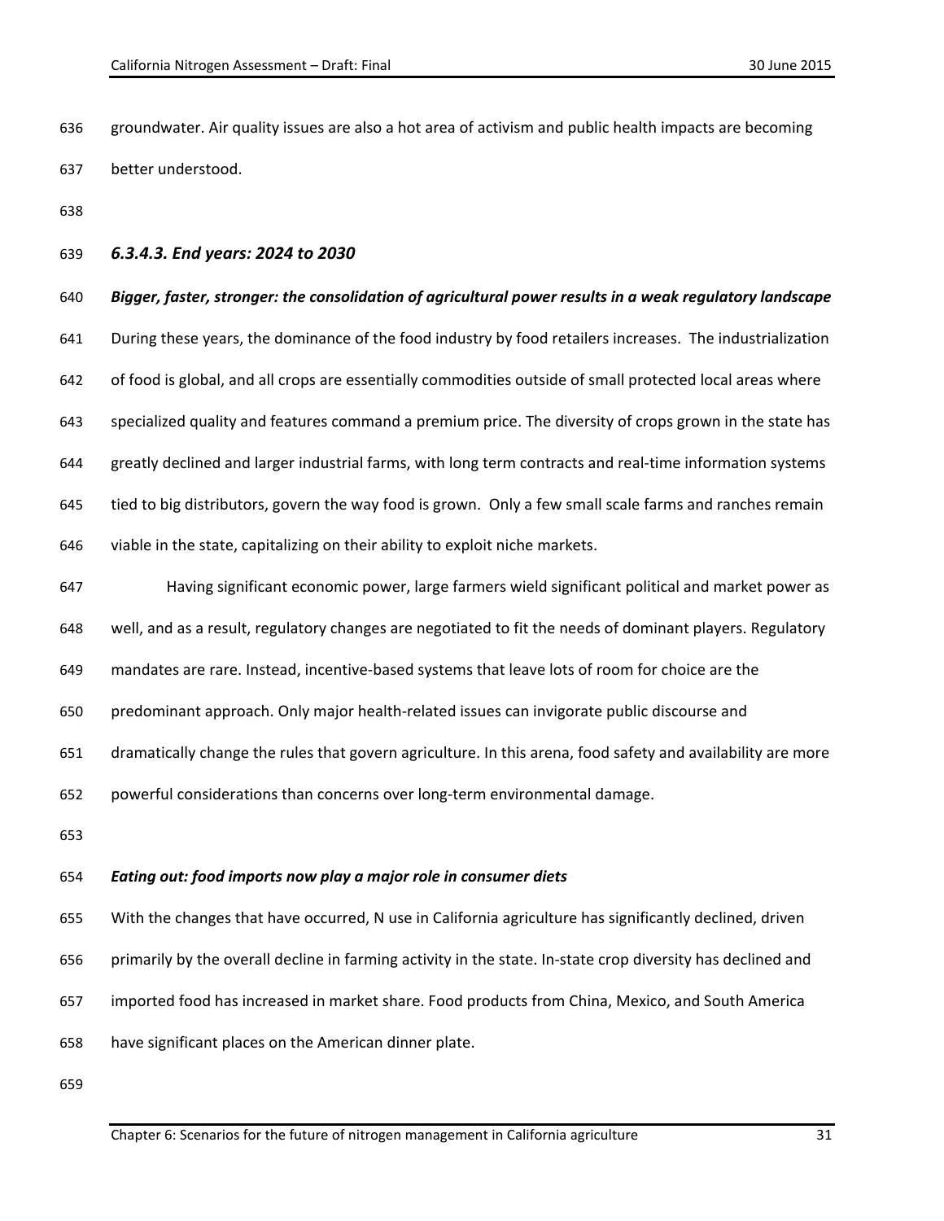groundwater. Air quality issues are also a hot area of activism and public health impacts are becoming better understood.

#### *6.3.4.3. End years: 2024 to 2030*

***Bigger, faster, stronger: the consolidation of agricultural power results in a weak regulatory landscape***

During these years, the dominance of the food industry by food retailers increases. The industrialization of food is global, and all crops are essentially commodities outside of small protected local areas where specialized quality and features command a premium price. The diversity of crops grown in the state has greatly declined and larger industrial farms, with long term contracts and real-time information systems tied to big distributors, govern the way food is grown. Only a few small scale farms and ranches remain viable in the state, capitalizing on their ability to exploit niche markets.

Having significant economic power, large farmers wield significant political and market power as well, and as a result, regulatory changes are negotiated to fit the needs of dominant players. Regulatory mandates are rare. Instead, incentive-based systems that leave lots of room for choice are the predominant approach. Only major health-related issues can invigorate public discourse and dramatically change the rules that govern agriculture. In this arena, food safety and availability are more powerful considerations than concerns over long-term environmental damage.

***Eating out: food imports now play a major role in consumer diets***

With the changes that have occurred, N use in California agriculture has significantly declined, driven primarily by the overall decline in farming activity in the state. In-state crop diversity has declined and imported food has increased in market share. Food products from China, Mexico, and South America have significant places on the American dinner plate.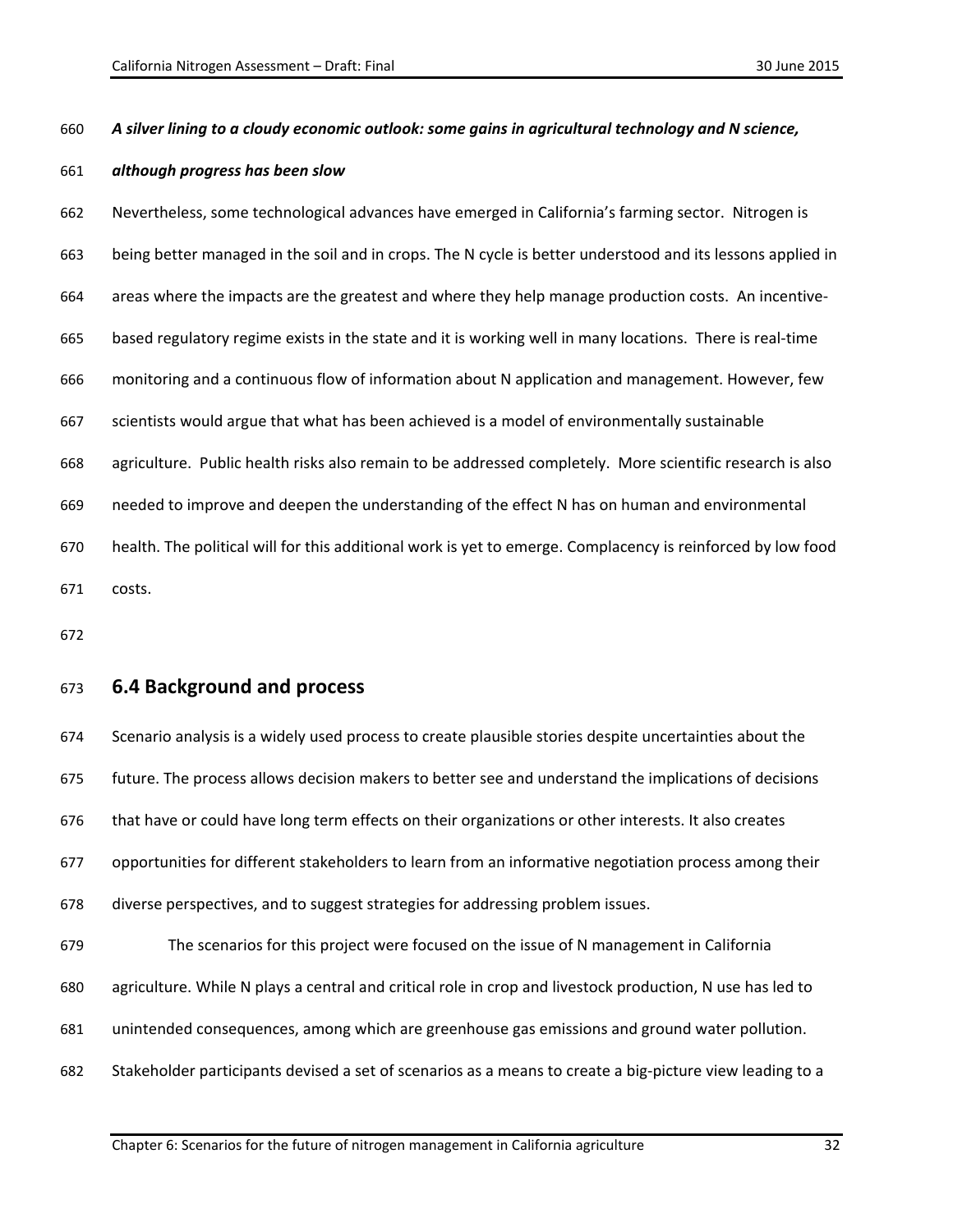***A silver lining to a cloudy economic outlook: some gains in agricultural technology and N science, although progress has been slow***

Nevertheless, some technological advances have emerged in California's farming sector. Nitrogen is being better managed in the soil and in crops. The N cycle is better understood and its lessons applied in areas where the impacts are the greatest and where they help manage production costs. An incentive-based regulatory regime exists in the state and it is working well in many locations. There is real-time monitoring and a continuous flow of information about N application and management. However, few scientists would argue that what has been achieved is a model of environmentally sustainable agriculture. Public health risks also remain to be addressed completely. More scientific research is also needed to improve and deepen the understanding of the effect N has on human and environmental health. The political will for this additional work is yet to emerge. Complacency is reinforced by low food costs.

## 6.4 Background and process

Scenario analysis is a widely used process to create plausible stories despite uncertainties about the future. The process allows decision makers to better see and understand the implications of decisions that have or could have long term effects on their organizations or other interests. It also creates opportunities for different stakeholders to learn from an informative negotiation process among their diverse perspectives, and to suggest strategies for addressing problem issues.

The scenarios for this project were focused on the issue of N management in California agriculture. While N plays a central and critical role in crop and livestock production, N use has led to unintended consequences, among which are greenhouse gas emissions and ground water pollution. Stakeholder participants devised a set of scenarios as a means to create a big-picture view leading to a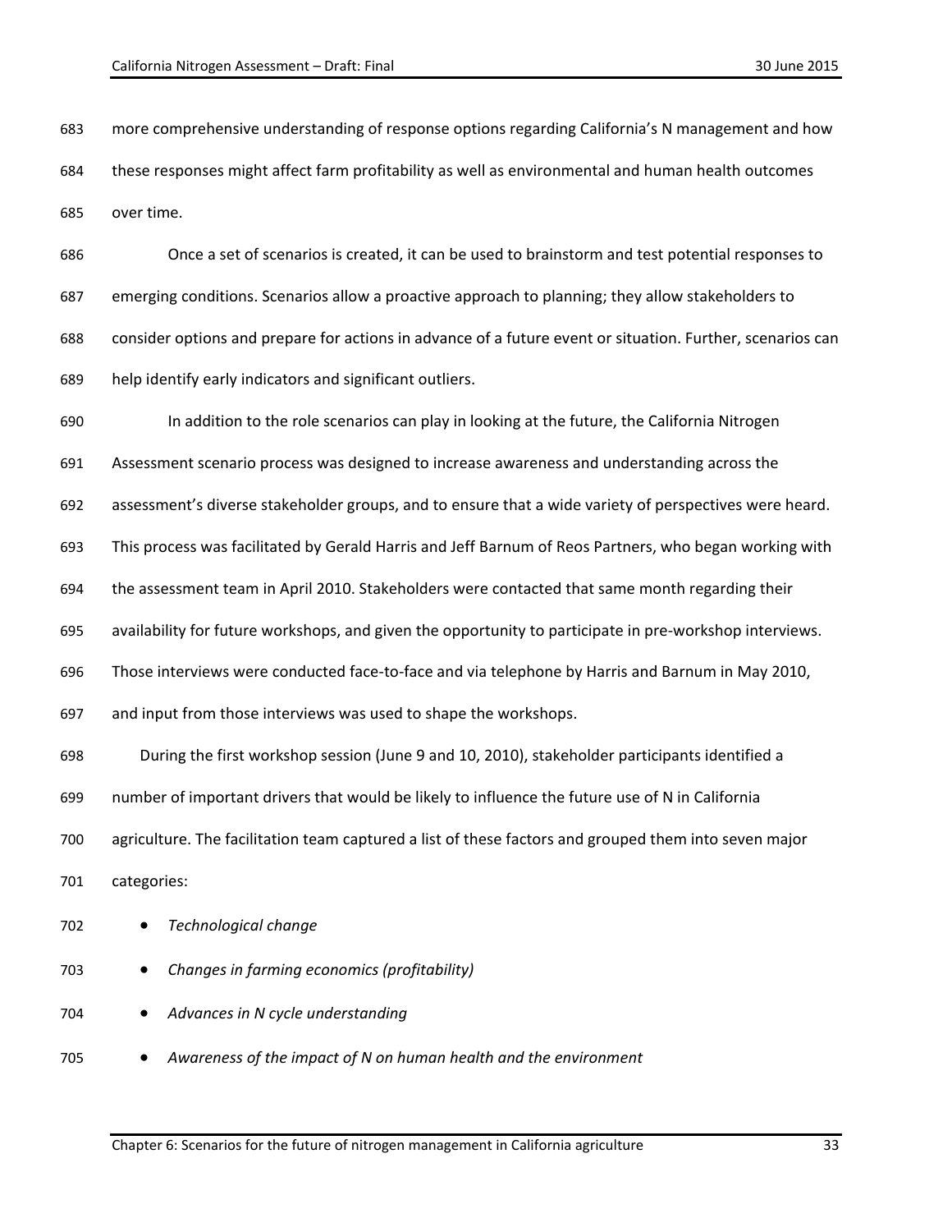more comprehensive understanding of response options regarding California's N management and how these responses might affect farm profitability as well as environmental and human health outcomes over time.

Once a set of scenarios is created, it can be used to brainstorm and test potential responses to emerging conditions. Scenarios allow a proactive approach to planning; they allow stakeholders to consider options and prepare for actions in advance of a future event or situation. Further, scenarios can help identify early indicators and significant outliers.

In addition to the role scenarios can play in looking at the future, the California Nitrogen Assessment scenario process was designed to increase awareness and understanding across the assessment's diverse stakeholder groups, and to ensure that a wide variety of perspectives were heard. This process was facilitated by Gerald Harris and Jeff Barnum of Reos Partners, who began working with the assessment team in April 2010. Stakeholders were contacted that same month regarding their availability for future workshops, and given the opportunity to participate in pre-workshop interviews. Those interviews were conducted face-to-face and via telephone by Harris and Barnum in May 2010, and input from those interviews was used to shape the workshops.

During the first workshop session (June 9 and 10, 2010), stakeholder participants identified a number of important drivers that would be likely to influence the future use of N in California agriculture. The facilitation team captured a list of these factors and grouped them into seven major categories:

- *Technological change*
- *Changes in farming economics (profitability)*
- *Advances in N cycle understanding*
- *Awareness of the impact of N on human health and the environment*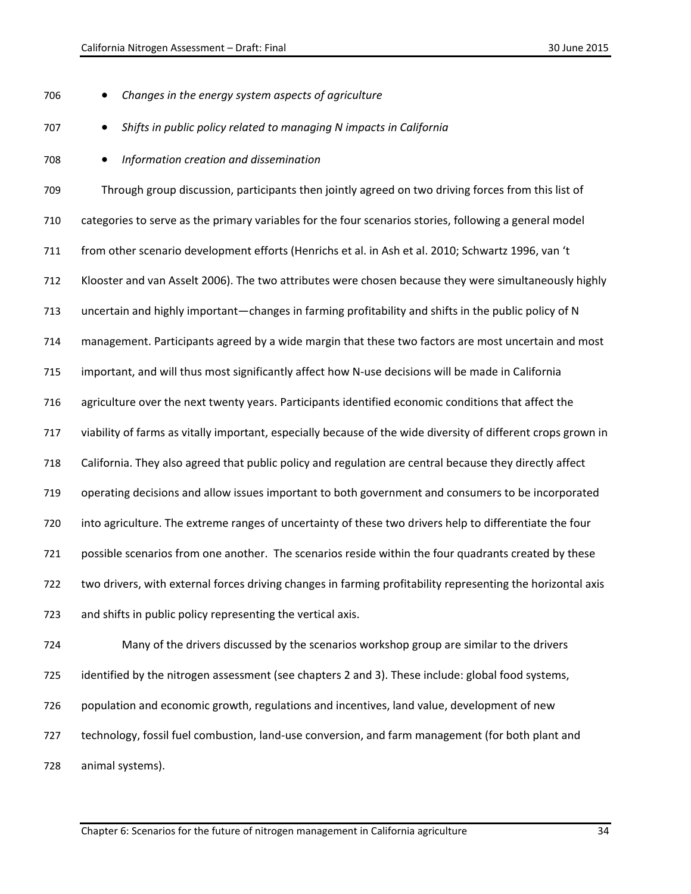- *Changes in the energy system aspects of agriculture*
- *Shifts in public policy related to managing N impacts in California*
- *Information creation and dissemination*

Through group discussion, participants then jointly agreed on two driving forces from this list of categories to serve as the primary variables for the four scenarios stories, following a general model from other scenario development efforts (Henrichs et al. in Ash et al. 2010; Schwartz 1996, van 't Klooster and van Asselt 2006). The two attributes were chosen because they were simultaneously highly uncertain and highly important—changes in farming profitability and shifts in the public policy of N management. Participants agreed by a wide margin that these two factors are most uncertain and most important, and will thus most significantly affect how N-use decisions will be made in California agriculture over the next twenty years. Participants identified economic conditions that affect the viability of farms as vitally important, especially because of the wide diversity of different crops grown in California. They also agreed that public policy and regulation are central because they directly affect operating decisions and allow issues important to both government and consumers to be incorporated into agriculture. The extreme ranges of uncertainty of these two drivers help to differentiate the four possible scenarios from one another. The scenarios reside within the four quadrants created by these two drivers, with external forces driving changes in farming profitability representing the horizontal axis and shifts in public policy representing the vertical axis.

Many of the drivers discussed by the scenarios workshop group are similar to the drivers identified by the nitrogen assessment (see chapters 2 and 3). These include: global food systems, population and economic growth, regulations and incentives, land value, development of new technology, fossil fuel combustion, land-use conversion, and farm management (for both plant and animal systems).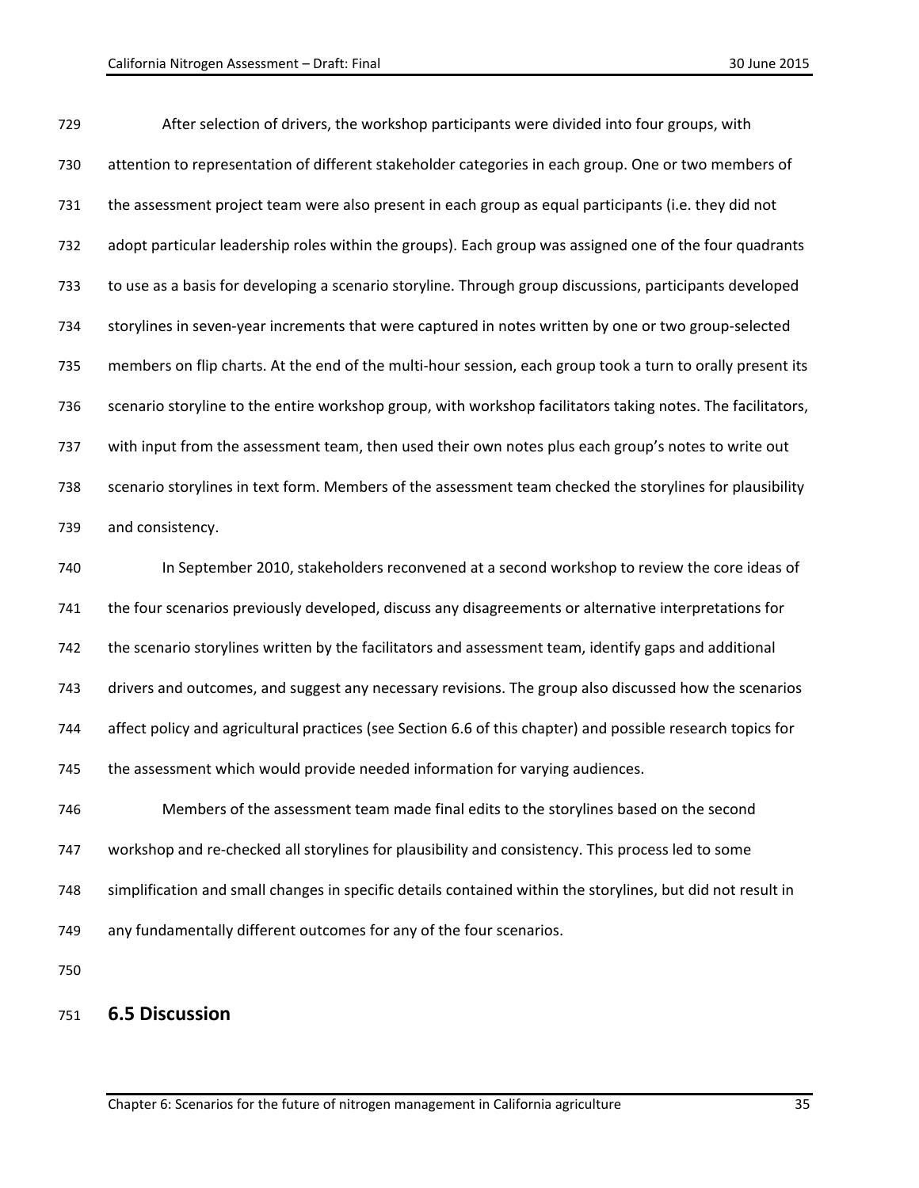After selection of drivers, the workshop participants were divided into four groups, with attention to representation of different stakeholder categories in each group. One or two members of the assessment project team were also present in each group as equal participants (i.e. they did not adopt particular leadership roles within the groups). Each group was assigned one of the four quadrants to use as a basis for developing a scenario storyline. Through group discussions, participants developed storylines in seven-year increments that were captured in notes written by one or two group-selected members on flip charts. At the end of the multi-hour session, each group took a turn to orally present its scenario storyline to the entire workshop group, with workshop facilitators taking notes. The facilitators, with input from the assessment team, then used their own notes plus each group's notes to write out scenario storylines in text form. Members of the assessment team checked the storylines for plausibility and consistency.

In September 2010, stakeholders reconvened at a second workshop to review the core ideas of the four scenarios previously developed, discuss any disagreements or alternative interpretations for the scenario storylines written by the facilitators and assessment team, identify gaps and additional drivers and outcomes, and suggest any necessary revisions. The group also discussed how the scenarios affect policy and agricultural practices (see Section 6.6 of this chapter) and possible research topics for the assessment which would provide needed information for varying audiences.

Members of the assessment team made final edits to the storylines based on the second workshop and re-checked all storylines for plausibility and consistency. This process led to some simplification and small changes in specific details contained within the storylines, but did not result in any fundamentally different outcomes for any of the four scenarios.

## 6.5 Discussion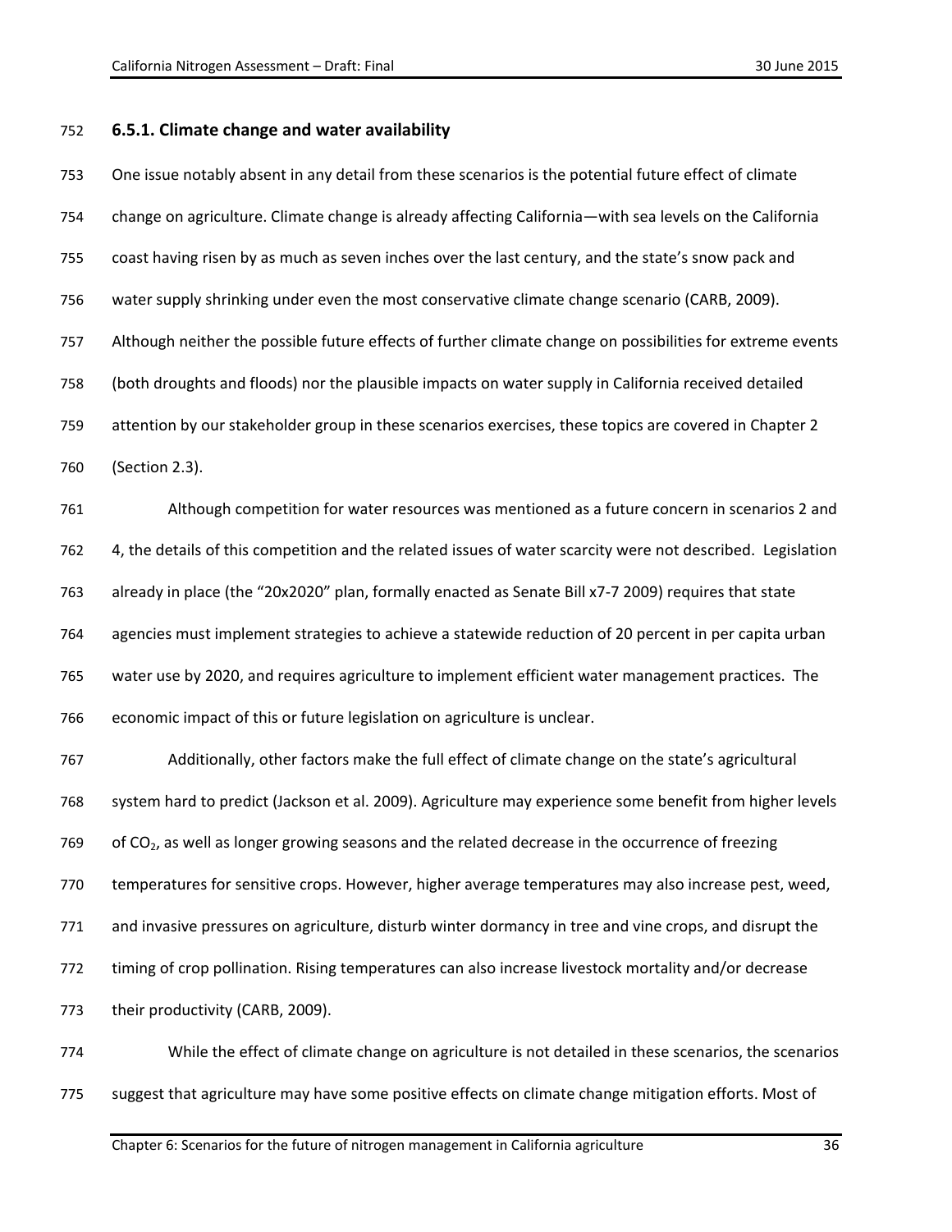### 6.5.1. Climate change and water availability

One issue notably absent in any detail from these scenarios is the potential future effect of climate change on agriculture. Climate change is already affecting California—with sea levels on the California coast having risen by as much as seven inches over the last century, and the state's snow pack and water supply shrinking under even the most conservative climate change scenario (CARB, 2009). Although neither the possible future effects of further climate change on possibilities for extreme events (both droughts and floods) nor the plausible impacts on water supply in California received detailed attention by our stakeholder group in these scenarios exercises, these topics are covered in Chapter 2 (Section 2.3).

Although competition for water resources was mentioned as a future concern in scenarios 2 and 4, the details of this competition and the related issues of water scarcity were not described. Legislation already in place (the "20x2020" plan, formally enacted as Senate Bill x7-7 2009) requires that state agencies must implement strategies to achieve a statewide reduction of 20 percent in per capita urban water use by 2020, and requires agriculture to implement efficient water management practices. The economic impact of this or future legislation on agriculture is unclear.

Additionally, other factors make the full effect of climate change on the state's agricultural system hard to predict (Jackson et al. 2009). Agriculture may experience some benefit from higher levels of $CO_2$, as well as longer growing seasons and the related decrease in the occurrence of freezing temperatures for sensitive crops. However, higher average temperatures may also increase pest, weed, and invasive pressures on agriculture, disturb winter dormancy in tree and vine crops, and disrupt the timing of crop pollination. Rising temperatures can also increase livestock mortality and/or decrease their productivity (CARB, 2009).

While the effect of climate change on agriculture is not detailed in these scenarios, the scenarios suggest that agriculture may have some positive effects on climate change mitigation efforts. Most of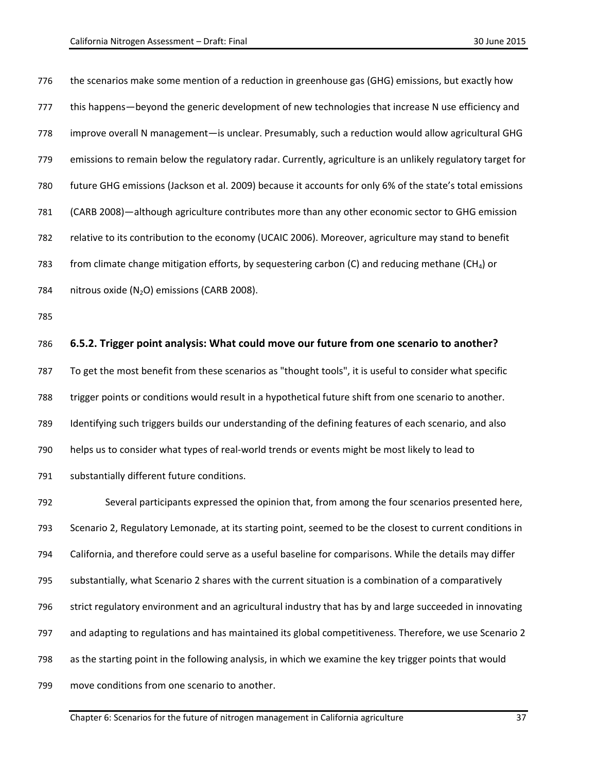the scenarios make some mention of a reduction in greenhouse gas (GHG) emissions, but exactly how this happens—beyond the generic development of new technologies that increase N use efficiency and improve overall N management—is unclear. Presumably, such a reduction would allow agricultural GHG emissions to remain below the regulatory radar. Currently, agriculture is an unlikely regulatory target for future GHG emissions (Jackson et al. 2009) because it accounts for only 6% of the state's total emissions (CARB 2008)—although agriculture contributes more than any other economic sector to GHG emission relative to its contribution to the economy (UCAIC 2006). Moreover, agriculture may stand to benefit from climate change mitigation efforts, by sequestering carbon (C) and reducing methane ($CH_4$) or nitrous oxide ($N_2O$) emissions (CARB 2008).

### 6.5.2. Trigger point analysis: What could move our future from one scenario to another?

To get the most benefit from these scenarios as "thought tools", it is useful to consider what specific trigger points or conditions would result in a hypothetical future shift from one scenario to another. Identifying such triggers builds our understanding of the defining features of each scenario, and also helps us to consider what types of real-world trends or events might be most likely to lead to substantially different future conditions.

Several participants expressed the opinion that, from among the four scenarios presented here, Scenario 2, Regulatory Lemonade, at its starting point, seemed to be the closest to current conditions in California, and therefore could serve as a useful baseline for comparisons. While the details may differ substantially, what Scenario 2 shares with the current situation is a combination of a comparatively strict regulatory environment and an agricultural industry that has by and large succeeded in innovating and adapting to regulations and has maintained its global competitiveness. Therefore, we use Scenario 2 as the starting point in the following analysis, in which we examine the key trigger points that would move conditions from one scenario to another.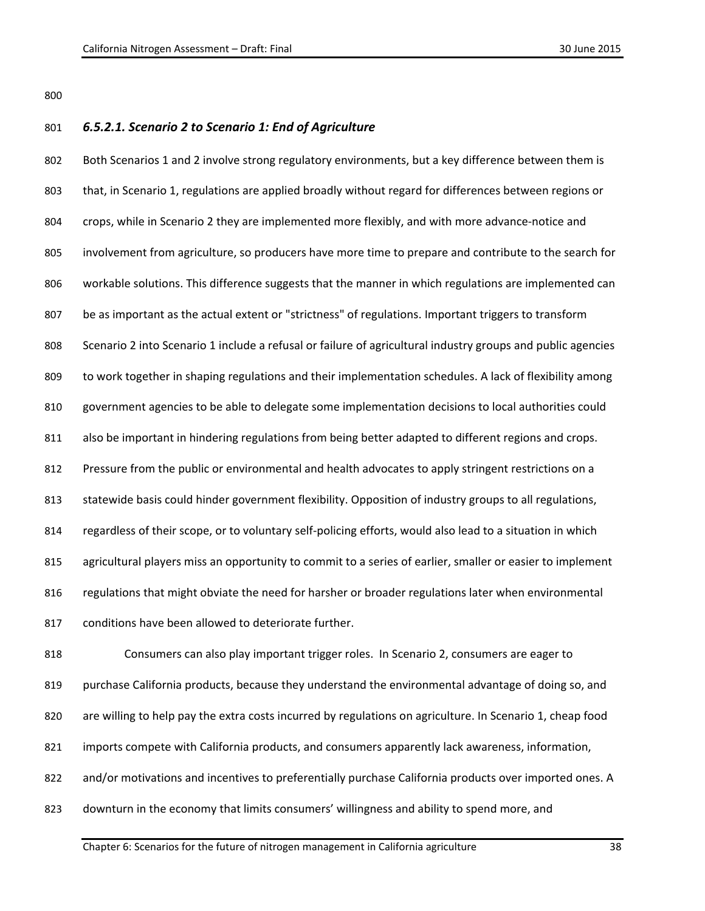#### *6.5.2.1. Scenario 2 to Scenario 1: End of Agriculture*

Both Scenarios 1 and 2 involve strong regulatory environments, but a key difference between them is that, in Scenario 1, regulations are applied broadly without regard for differences between regions or crops, while in Scenario 2 they are implemented more flexibly, and with more advance-notice and involvement from agriculture, so producers have more time to prepare and contribute to the search for workable solutions. This difference suggests that the manner in which regulations are implemented can be as important as the actual extent or "strictness" of regulations. Important triggers to transform Scenario 2 into Scenario 1 include a refusal or failure of agricultural industry groups and public agencies to work together in shaping regulations and their implementation schedules. A lack of flexibility among government agencies to be able to delegate some implementation decisions to local authorities could also be important in hindering regulations from being better adapted to different regions and crops. Pressure from the public or environmental and health advocates to apply stringent restrictions on a statewide basis could hinder government flexibility. Opposition of industry groups to all regulations, regardless of their scope, or to voluntary self-policing efforts, would also lead to a situation in which agricultural players miss an opportunity to commit to a series of earlier, smaller or easier to implement regulations that might obviate the need for harsher or broader regulations later when environmental conditions have been allowed to deteriorate further.

Consumers can also play important trigger roles. In Scenario 2, consumers are eager to purchase California products, because they understand the environmental advantage of doing so, and are willing to help pay the extra costs incurred by regulations on agriculture. In Scenario 1, cheap food imports compete with California products, and consumers apparently lack awareness, information, and/or motivations and incentives to preferentially purchase California products over imported ones. A downturn in the economy that limits consumers' willingness and ability to spend more, and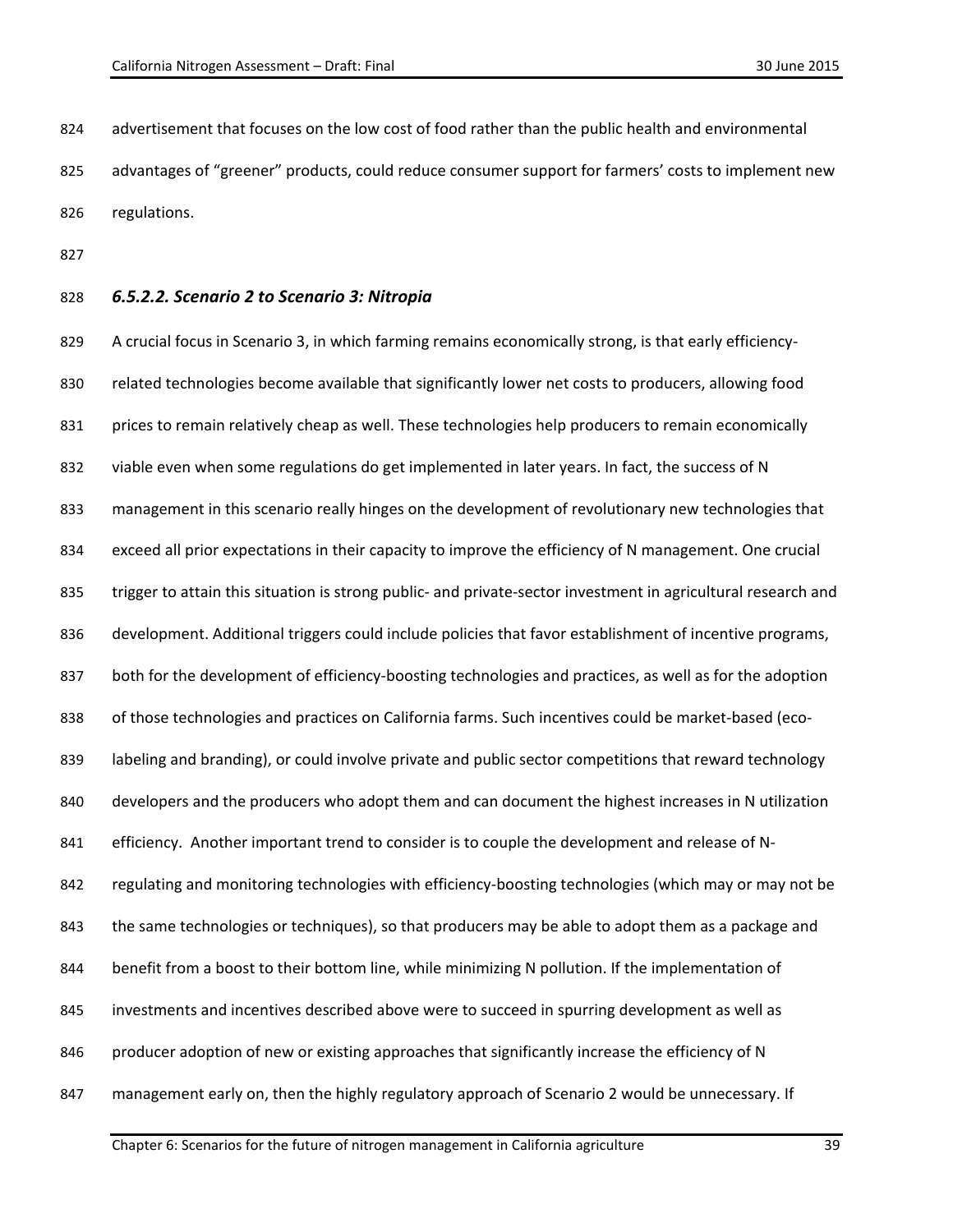advertisement that focuses on the low cost of food rather than the public health and environmental advantages of "greener" products, could reduce consumer support for farmers' costs to implement new regulations.

#### *6.5.2.2. Scenario 2 to Scenario 3: Nitropia*

A crucial focus in Scenario 3, in which farming remains economically strong, is that early efficiency-related technologies become available that significantly lower net costs to producers, allowing food prices to remain relatively cheap as well. These technologies help producers to remain economically viable even when some regulations do get implemented in later years. In fact, the success of N management in this scenario really hinges on the development of revolutionary new technologies that exceed all prior expectations in their capacity to improve the efficiency of N management. One crucial trigger to attain this situation is strong public- and private-sector investment in agricultural research and development. Additional triggers could include policies that favor establishment of incentive programs, both for the development of efficiency-boosting technologies and practices, as well as for the adoption of those technologies and practices on California farms. Such incentives could be market-based (eco-labeling and branding), or could involve private and public sector competitions that reward technology developers and the producers who adopt them and can document the highest increases in N utilization efficiency. Another important trend to consider is to couple the development and release of N-regulating and monitoring technologies with efficiency-boosting technologies (which may or may not be the same technologies or techniques), so that producers may be able to adopt them as a package and benefit from a boost to their bottom line, while minimizing N pollution. If the implementation of investments and incentives described above were to succeed in spurring development as well as producer adoption of new or existing approaches that significantly increase the efficiency of N management early on, then the highly regulatory approach of Scenario 2 would be unnecessary. If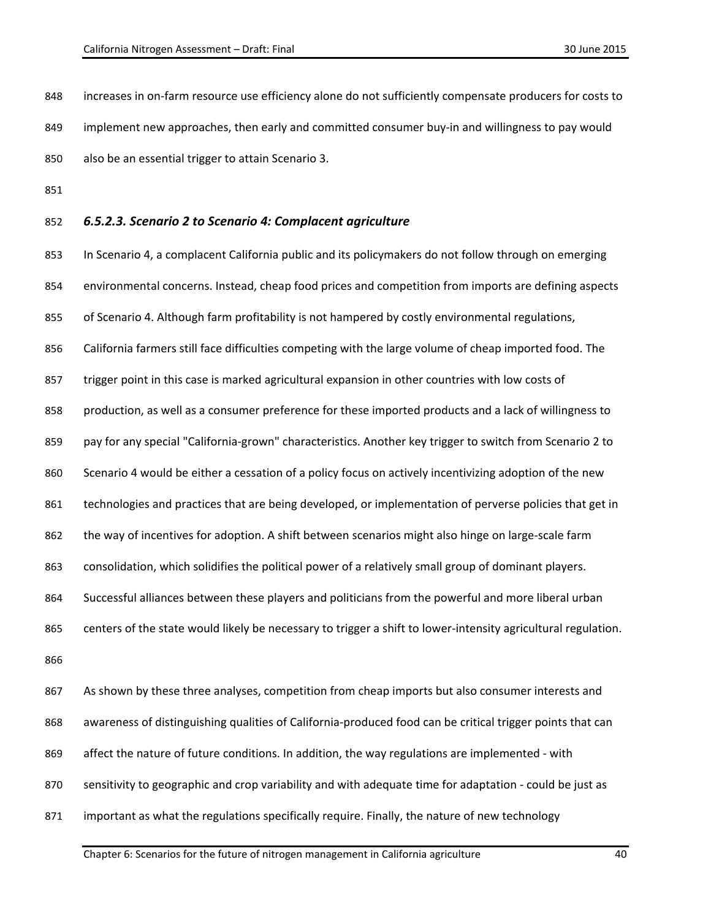increases in on-farm resource use efficiency alone do not sufficiently compensate producers for costs to implement new approaches, then early and committed consumer buy-in and willingness to pay would also be an essential trigger to attain Scenario 3.

#### *6.5.2.3. Scenario 2 to Scenario 4: Complacent agriculture*

In Scenario 4, a complacent California public and its policymakers do not follow through on emerging environmental concerns. Instead, cheap food prices and competition from imports are defining aspects of Scenario 4. Although farm profitability is not hampered by costly environmental regulations, California farmers still face difficulties competing with the large volume of cheap imported food. The trigger point in this case is marked agricultural expansion in other countries with low costs of production, as well as a consumer preference for these imported products and a lack of willingness to pay for any special "California-grown" characteristics. Another key trigger to switch from Scenario 2 to Scenario 4 would be either a cessation of a policy focus on actively incentivizing adoption of the new technologies and practices that are being developed, or implementation of perverse policies that get in the way of incentives for adoption. A shift between scenarios might also hinge on large-scale farm consolidation, which solidifies the political power of a relatively small group of dominant players. Successful alliances between these players and politicians from the powerful and more liberal urban centers of the state would likely be necessary to trigger a shift to lower-intensity agricultural regulation.

As shown by these three analyses, competition from cheap imports but also consumer interests and awareness of distinguishing qualities of California-produced food can be critical trigger points that can affect the nature of future conditions. In addition, the way regulations are implemented - with sensitivity to geographic and crop variability and with adequate time for adaptation - could be just as important as what the regulations specifically require. Finally, the nature of new technology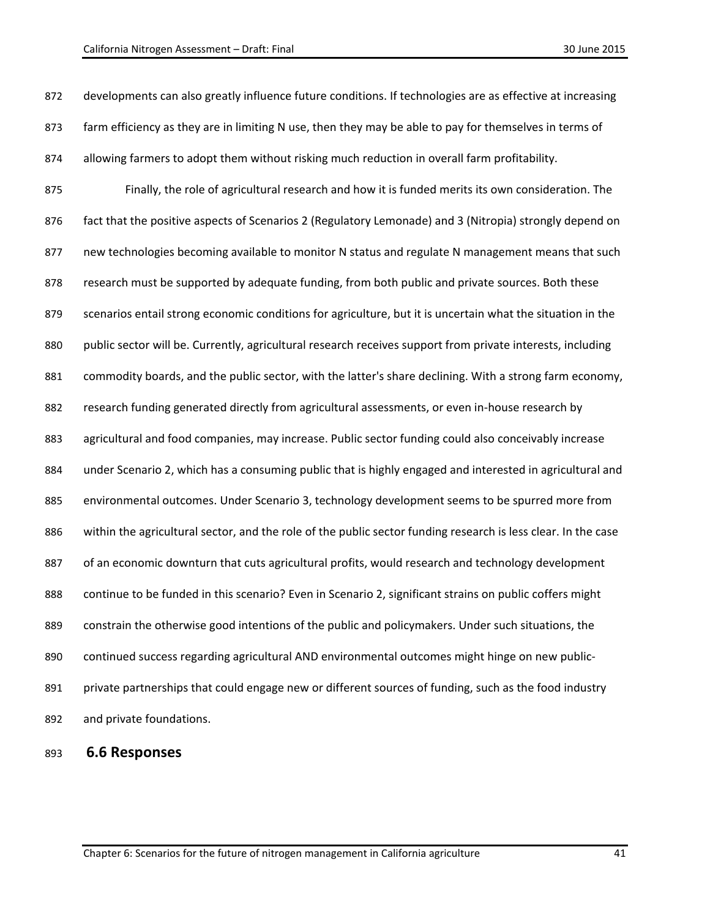developments can also greatly influence future conditions. If technologies are as effective at increasing farm efficiency as they are in limiting N use, then they may be able to pay for themselves in terms of allowing farmers to adopt them without risking much reduction in overall farm profitability.

Finally, the role of agricultural research and how it is funded merits its own consideration. The fact that the positive aspects of Scenarios 2 (Regulatory Lemonade) and 3 (Nitropia) strongly depend on new technologies becoming available to monitor N status and regulate N management means that such research must be supported by adequate funding, from both public and private sources. Both these scenarios entail strong economic conditions for agriculture, but it is uncertain what the situation in the public sector will be. Currently, agricultural research receives support from private interests, including commodity boards, and the public sector, with the latter's share declining. With a strong farm economy, research funding generated directly from agricultural assessments, or even in-house research by agricultural and food companies, may increase. Public sector funding could also conceivably increase under Scenario 2, which has a consuming public that is highly engaged and interested in agricultural and environmental outcomes. Under Scenario 3, technology development seems to be spurred more from within the agricultural sector, and the role of the public sector funding research is less clear. In the case of an economic downturn that cuts agricultural profits, would research and technology development continue to be funded in this scenario? Even in Scenario 2, significant strains on public coffers might constrain the otherwise good intentions of the public and policymakers. Under such situations, the continued success regarding agricultural AND environmental outcomes might hinge on new public-private partnerships that could engage new or different sources of funding, such as the food industry and private foundations.

## 6.6 Responses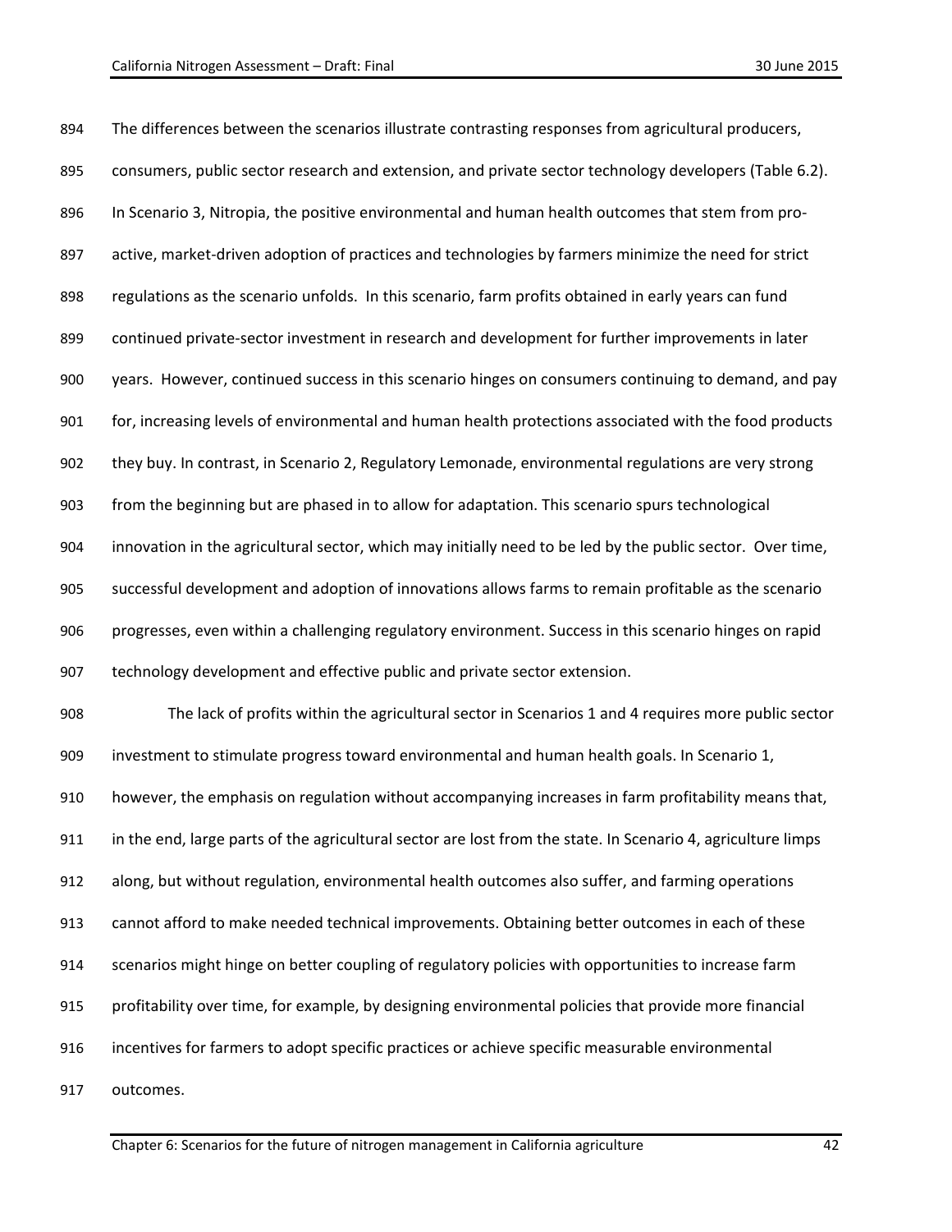The differences between the scenarios illustrate contrasting responses from agricultural producers, consumers, public sector research and extension, and private sector technology developers (Table 6.2). In Scenario 3, Nitropia, the positive environmental and human health outcomes that stem from pro-active, market-driven adoption of practices and technologies by farmers minimize the need for strict regulations as the scenario unfolds. In this scenario, farm profits obtained in early years can fund continued private-sector investment in research and development for further improvements in later years. However, continued success in this scenario hinges on consumers continuing to demand, and pay for, increasing levels of environmental and human health protections associated with the food products they buy. In contrast, in Scenario 2, Regulatory Lemonade, environmental regulations are very strong from the beginning but are phased in to allow for adaptation. This scenario spurs technological innovation in the agricultural sector, which may initially need to be led by the public sector. Over time, successful development and adoption of innovations allows farms to remain profitable as the scenario progresses, even within a challenging regulatory environment. Success in this scenario hinges on rapid technology development and effective public and private sector extension.

The lack of profits within the agricultural sector in Scenarios 1 and 4 requires more public sector investment to stimulate progress toward environmental and human health goals. In Scenario 1, however, the emphasis on regulation without accompanying increases in farm profitability means that, in the end, large parts of the agricultural sector are lost from the state. In Scenario 4, agriculture limps along, but without regulation, environmental health outcomes also suffer, and farming operations cannot afford to make needed technical improvements. Obtaining better outcomes in each of these scenarios might hinge on better coupling of regulatory policies with opportunities to increase farm profitability over time, for example, by designing environmental policies that provide more financial incentives for farmers to adopt specific practices or achieve specific measurable environmental outcomes.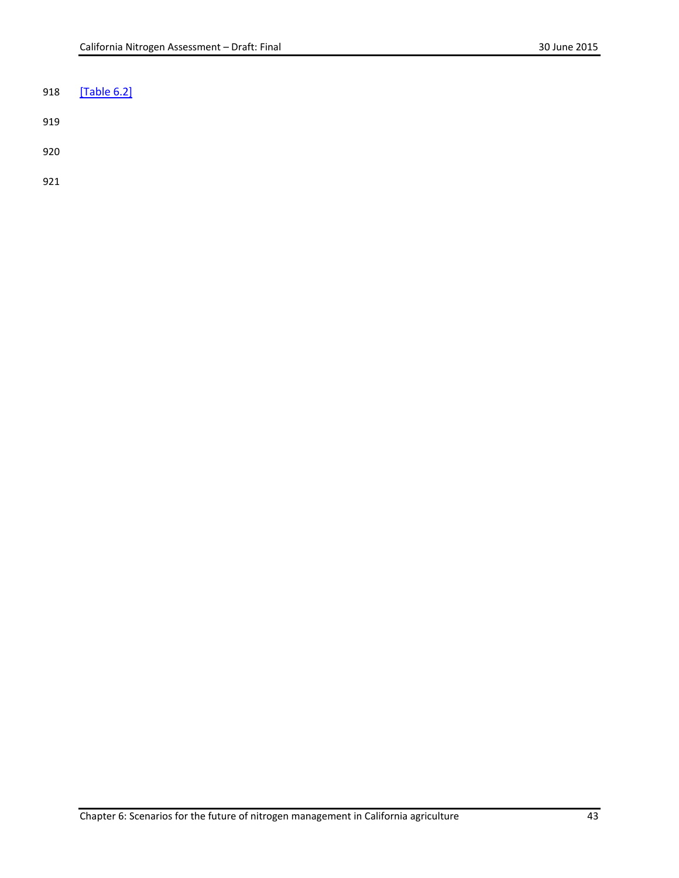[Table 6.2]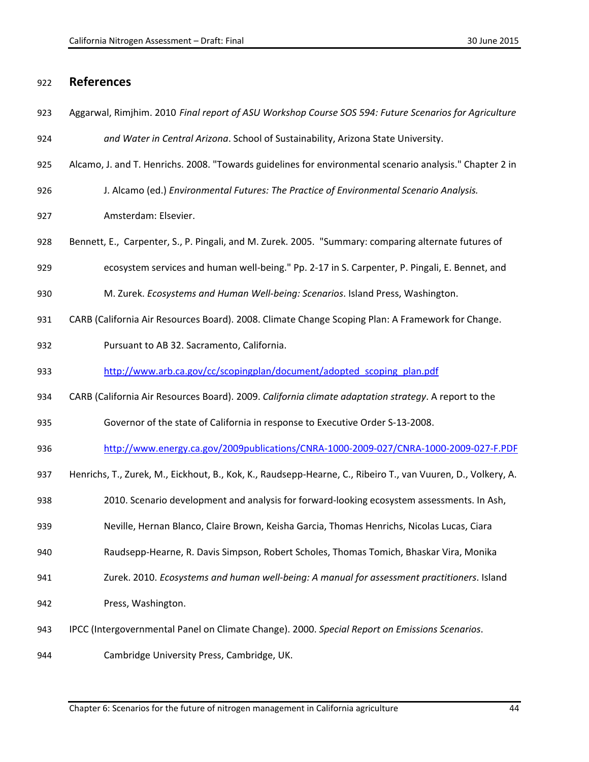## References

Aggarwal, Rimjhim. 2010 *Final report of ASU Workshop Course SOS 594: Future Scenarios for Agriculture and Water in Central Arizona*. School of Sustainability, Arizona State University.

Alcamo, J. and T. Henrichs. 2008. "Towards guidelines for environmental scenario analysis." Chapter 2 in J. Alcamo (ed.) *Environmental Futures: The Practice of Environmental Scenario Analysis.* Amsterdam: Elsevier.

Bennett, E., Carpenter, S., P. Pingali, and M. Zurek. 2005. "Summary: comparing alternate futures of ecosystem services and human well-being." Pp. 2-17 in S. Carpenter, P. Pingali, E. Bennet, and M. Zurek. *Ecosystems and Human Well-being: Scenarios*. Island Press, Washington.

CARB (California Air Resources Board). 2008. Climate Change Scoping Plan: A Framework for Change. Pursuant to AB 32. Sacramento, California. http://www.arb.ca.gov/cc/scopingplan/document/adopted_scoping_plan.pdf

CARB (California Air Resources Board). 2009. *California climate adaptation strategy*. A report to the Governor of the state of California in response to Executive Order S-13-2008. http://www.energy.ca.gov/2009publications/CNRA-1000-2009-027/CNRA-1000-2009-027-F.PDF

Henrichs, T., Zurek, M., Eickhout, B., Kok, K., Raudsepp-Hearne, C., Ribeiro T., van Vuuren, D., Volkery, A. 2010. Scenario development and analysis for forward-looking ecosystem assessments. In Ash, Neville, Hernan Blanco, Claire Brown, Keisha Garcia, Thomas Henrichs, Nicolas Lucas, Ciara Raudsepp-Hearne, R. Davis Simpson, Robert Scholes, Thomas Tomich, Bhaskar Vira, Monika Zurek. 2010. *Ecosystems and human well-being: A manual for assessment practitioners*. Island Press, Washington.

IPCC (Intergovernmental Panel on Climate Change). 2000. *Special Report on Emissions Scenarios*. Cambridge University Press, Cambridge, UK.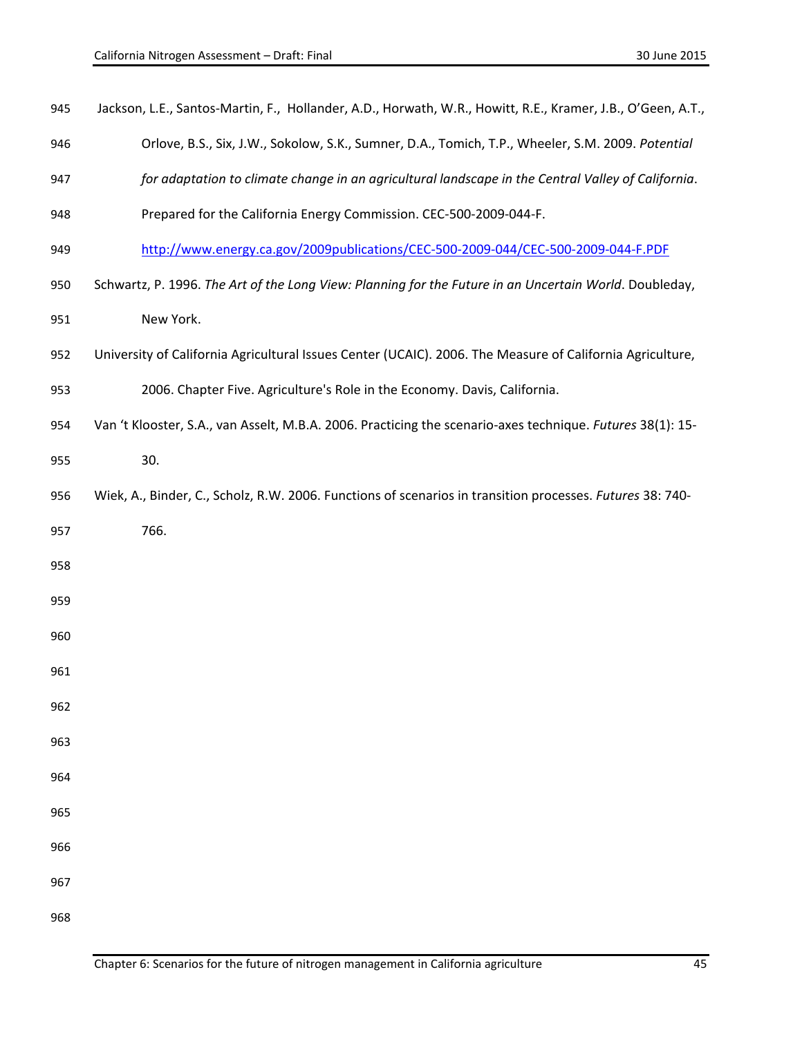Jackson, L.E., Santos-Martin, F., Hollander, A.D., Horwath, W.R., Howitt, R.E., Kramer, J.B., O'Geen, A.T., Orlove, B.S., Six, J.W., Sokolow, S.K., Sumner, D.A., Tomich, T.P., Wheeler, S.M. 2009. *Potential for adaptation to climate change in an agricultural landscape in the Central Valley of California*. Prepared for the California Energy Commission. CEC-500-2009-044-F. http://www.energy.ca.gov/2009publications/CEC-500-2009-044/CEC-500-2009-044-F.PDF

Schwartz, P. 1996. *The Art of the Long View: Planning for the Future in an Uncertain World*. Doubleday, New York.

University of California Agricultural Issues Center (UCAIC). 2006. The Measure of California Agriculture, 2006. Chapter Five. Agriculture's Role in the Economy. Davis, California.

Van 't Klooster, S.A., van Asselt, M.B.A. 2006. Practicing the scenario-axes technique. *Futures* 38(1): 15-30.

Wiek, A., Binder, C., Scholz, R.W. 2006. Functions of scenarios in transition processes. *Futures* 38: 740-766.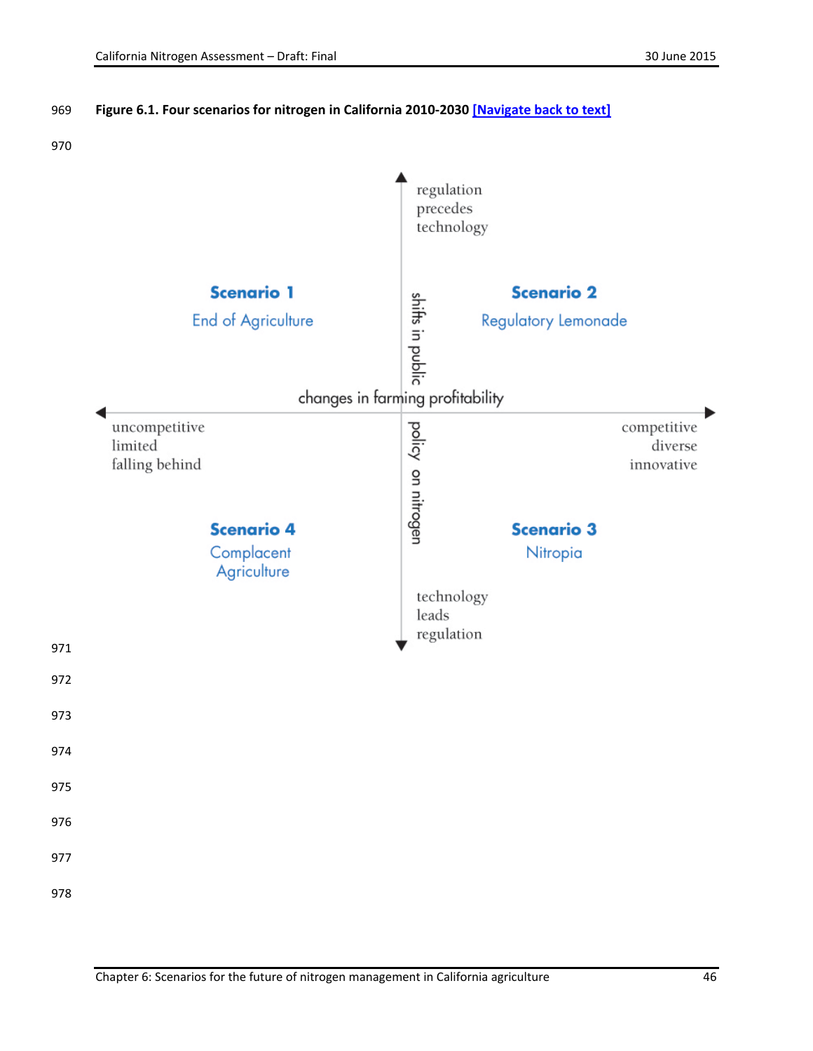**Figure 6.1. Four scenarios for nitrogen in California 2010-2030 [Navigate back to text]**

regulation
precedes
technology

Scenario 1
End of Agriculture

Scenario 2
Regulatory Lemonade

shifts in public policy on nitrogen

changes in farming profitability

uncompetitive
limited
falling behind

competitive
diverse
innovative

Scenario 4
Complacent Agriculture

Scenario 3
Nitropia

technology
leads
regulation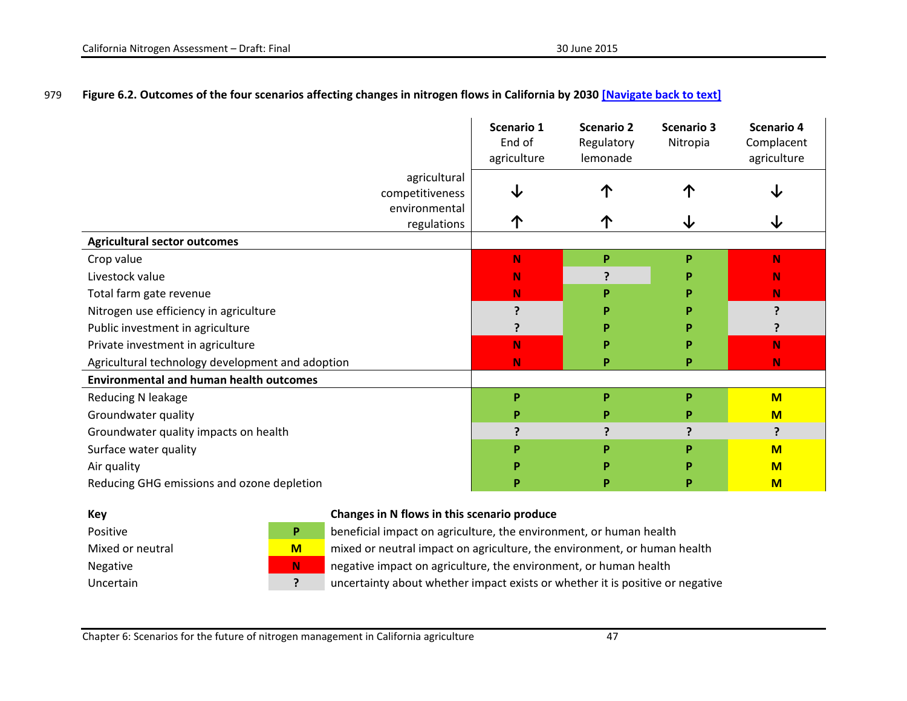979 **Figure 6.2. Outcomes of the four scenarios affecting changes in nitrogen flows in California by 2030 [Navigate back to text]**

| | Scenario 1 End of agriculture | Scenario 2 Regulatory lemonade | Scenario 3 Nitropia | Scenario 4 Complacent agriculture |
|---|---|---|---|---|
| agricultural competitiveness | ↓ | ↑ | ↑ | ↓ |
| environmental regulations | ↑ | ↑ | ↓ | ↓ |
| **Agricultural sector outcomes** | | | | |
| Crop value | N | P | P | N |
| Livestock value | N | ? | P | N |
| Total farm gate revenue | N | P | P | N |
| Nitrogen use efficiency in agriculture | ? | P | P | ? |
| Public investment in agriculture | ? | P | P | ? |
| Private investment in agriculture | N | P | P | N |
| Agricultural technology development and adoption | N | P | P | N |
| **Environmental and human health outcomes** | | | | |
| Reducing N leakage | P | P | P | M |
| Groundwater quality | P | P | P | M |
| Groundwater quality impacts on health | ? | ? | ? | ? |
| Surface water quality | P | P | P | M |
| Air quality | P | P | P | M |
| Reducing GHG emissions and ozone depletion | P | P | P | M |

| **Key** | | **Changes in N flows in this scenario produce** |
|---|---|---|
| Positive | P | beneficial impact on agriculture, the environment, or human health |
| Mixed or neutral | M | mixed or neutral impact on agriculture, the environment, or human health |
| Negative | N | negative impact on agriculture, the environment, or human health |
| Uncertain | ? | uncertainty about whether impact exists or whether it is positive or negative |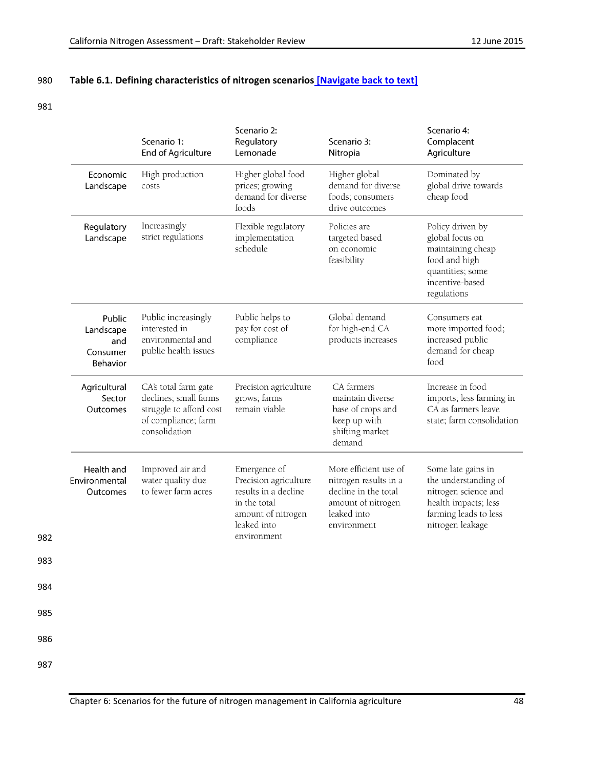**Table 6.1. Defining characteristics of nitrogen scenarios [Navigate back to text]**

| | Scenario 1: End of Agriculture | Scenario 2: Regulatory Lemonade | Scenario 3: Nitropia | Scenario 4: Complacent Agriculture |
|---|---|---|---|---|
| Economic Landscape | High production costs | Higher global food prices; growing demand for diverse foods | Higher global demand for diverse foods; consumers drive outcomes | Dominated by global drive towards cheap food |
| Regulatory Landscape | Increasingly strict regulations | Flexible regulatory implementation schedule | Policies are targeted based on economic feasibility | Policy driven by global focus on maintaining cheap food and high quantities; some incentive-based regulations |
| Public Landscape and Consumer Behavior | Public increasingly interested in environmental and public health issues | Public helps to pay for cost of compliance | Global demand for high-end CA products increases | Consumers eat more imported food; increased public demand for cheap food |
| Agricultural Sector Outcomes | CA's total farm gate declines; small farms struggle to afford cost of compliance; farm consolidation | Precision agriculture grows; farms remain viable | CA farmers maintain diverse base of crops and keep up with shifting market demand | Increase in food imports; less farming in CA as farmers leave state; farm consolidation |
| Health and Environmental Outcomes | Improved air and water quality due to fewer farm acres | Emergence of Precision agriculture results in a decline in the total amount of nitrogen leaked into environment | More efficient use of nitrogen results in a decline in the total amount of nitrogen leaked into environment | Some late gains in the understanding of nitrogen science and health impacts; less farming leads to less nitrogen leakage |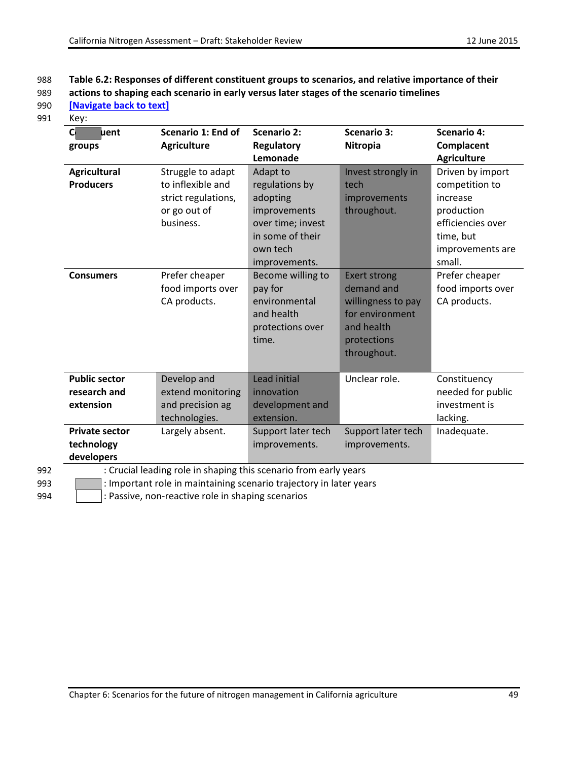**Table 6.2: Responses of different constituent groups to scenarios, and relative importance of their actions to shaping each scenario in early versus later stages of the scenario timelines**

[Navigate back to text]

Key:

| Constituent groups | Scenario 1: End of Agriculture | Scenario 2: Regulatory Lemonade | Scenario 3: Nitropia | Scenario 4: Complacent Agriculture |
|---|---|---|---|---|
| **Agricultural Producers** | Struggle to adapt to inflexible and strict regulations, or go out of business. | Adapt to regulations by adopting improvements over time; invest in some of their own tech improvements. | Invest strongly in tech improvements throughout. | Driven by import competition to increase production efficiencies over time, but improvements are small. |
| **Consumers** | Prefer cheaper food imports over CA products. | Become willing to pay for environmental and health protections over time. | Exert strong demand and willingness to pay for environment and health protections throughout. | Prefer cheaper food imports over CA products. |
| **Public sector research and extension** | Develop and extend monitoring and precision ag technologies. | Lead initial innovation development and extension. | Unclear role. | Constituency needed for public investment is lacking. |
| **Private sector technology developers** | Largely absent. | Support later tech improvements. | Support later tech improvements. | Inadequate. |

[dark grey] : Crucial leading role in shaping this scenario from early years

[light grey] : Important role in maintaining scenario trajectory in later years

[white] : Passive, non-reactive role in shaping scenarios